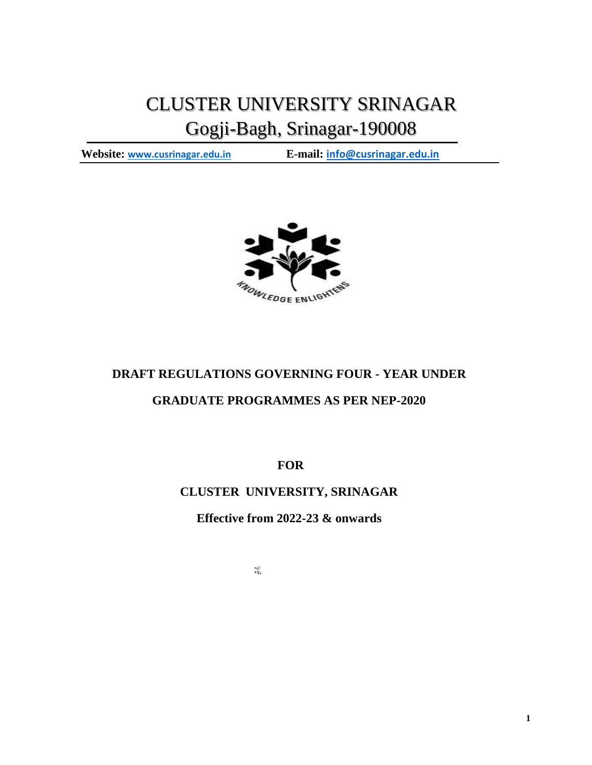# CLUSTER UNIVERSITY SRINAGAR

## Gogji-Bagh, Srinagar-190008

**Website:** www.cusrinagar.edu.in **E-mail:** info@cusrinagar.edu.in

KNOWLEDGE ENLIGHTENS

**DRAFT REGULATIONS GOVERNING FOUR - YEAR UNDER GRADUATE PROGRAMMES AS PER NEP-2020**

**FOR**

**CLUSTER UNIVERSITY, SRINAGAR**

**Effective from 2022-23 & onwards**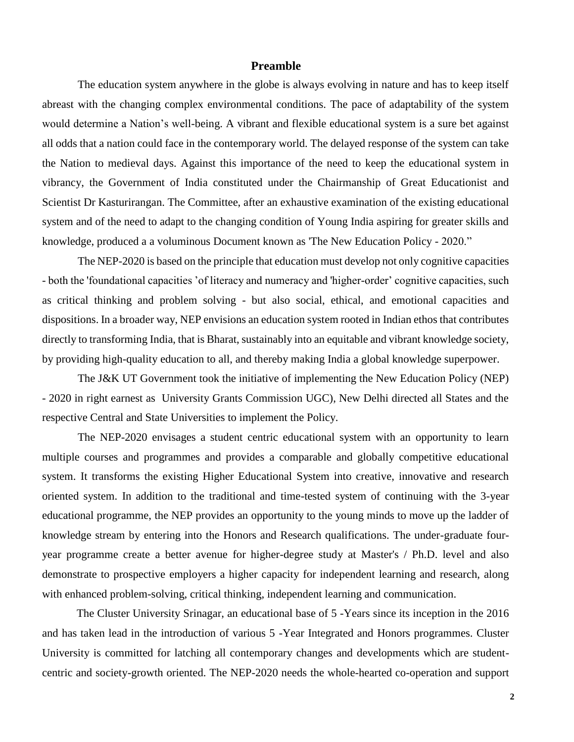## Preamble

The education system anywhere in the globe is always evolving in nature and has to keep itself abreast with the changing complex environmental conditions. The pace of adaptability of the system would determine a Nation's well-being. A vibrant and flexible educational system is a sure bet against all odds that a nation could face in the contemporary world. The delayed response of the system can take the Nation to medieval days. Against this importance of the need to keep the educational system in vibrancy, the Government of India constituted under the Chairmanship of Great Educationist and Scientist Dr Kasturirangan. The Committee, after an exhaustive examination of the existing educational system and of the need to adapt to the changing condition of Young India aspiring for greater skills and knowledge, produced a a voluminous Document known as 'The New Education Policy - 2020."

The NEP-2020 is based on the principle that education must develop not only cognitive capacities - both the 'foundational capacities 'of literacy and numeracy and 'higher-order' cognitive capacities, such as critical thinking and problem solving - but also social, ethical, and emotional capacities and dispositions. In a broader way, NEP envisions an education system rooted in Indian ethos that contributes directly to transforming India, that is Bharat, sustainably into an equitable and vibrant knowledge society, by providing high-quality education to all, and thereby making India a global knowledge superpower.

The J&K UT Government took the initiative of implementing the New Education Policy (NEP) - 2020 in right earnest as University Grants Commission UGC), New Delhi directed all States and the respective Central and State Universities to implement the Policy.

The NEP-2020 envisages a student centric educational system with an opportunity to learn multiple courses and programmes and provides a comparable and globally competitive educational system. It transforms the existing Higher Educational System into creative, innovative and research oriented system. In addition to the traditional and time-tested system of continuing with the 3-year educational programme, the NEP provides an opportunity to the young minds to move up the ladder of knowledge stream by entering into the Honors and Research qualifications. The under-graduate four-year programme create a better avenue for higher-degree study at Master's / Ph.D. level and also demonstrate to prospective employers a higher capacity for independent learning and research, along with enhanced problem-solving, critical thinking, independent learning and communication.

The Cluster University Srinagar, an educational base of 5 -Years since its inception in the 2016 and has taken lead in the introduction of various 5 -Year Integrated and Honors programmes. Cluster University is committed for latching all contemporary changes and developments which are student-centric and society-growth oriented. The NEP-2020 needs the whole-hearted co-operation and support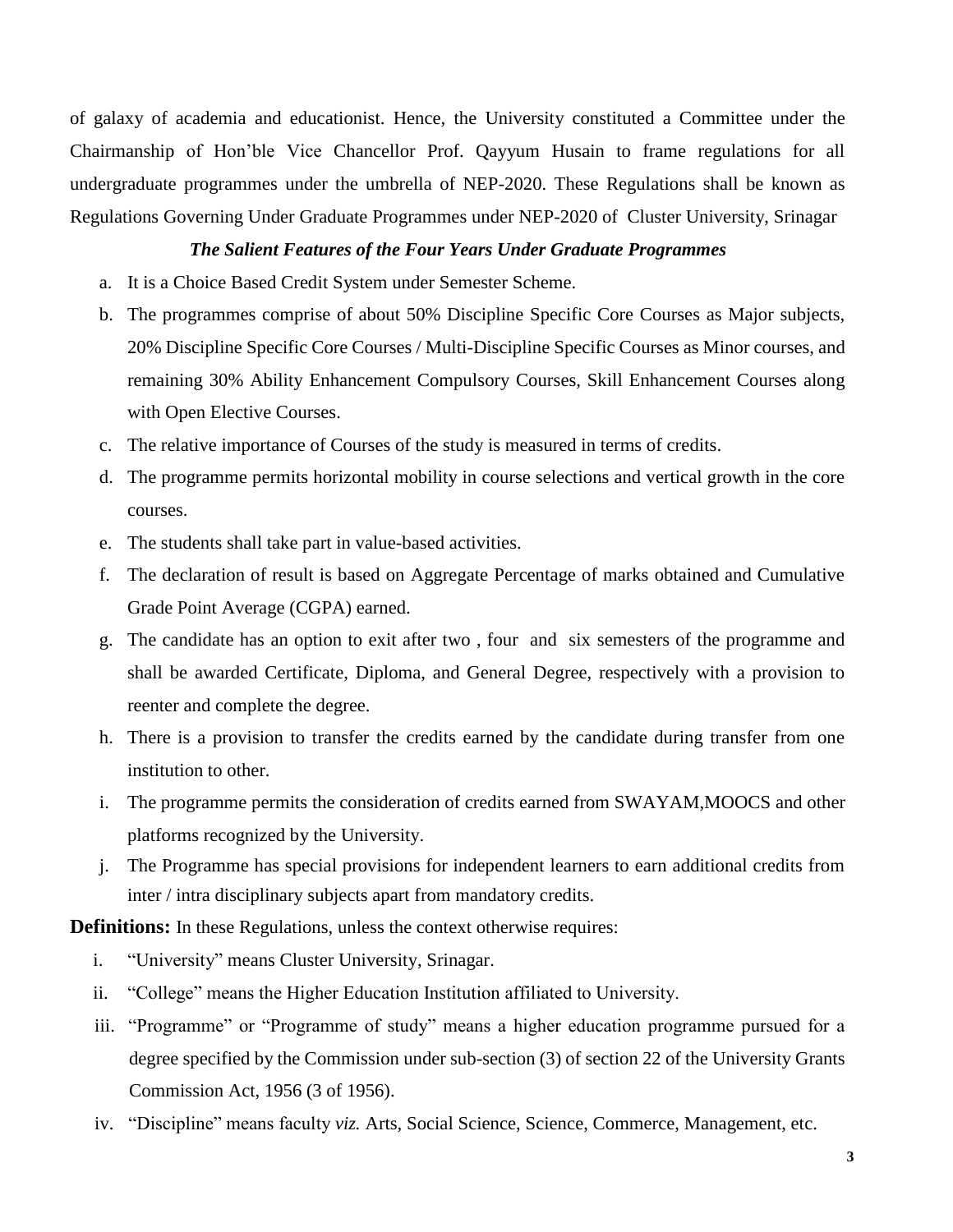of galaxy of academia and educationist. Hence, the University constituted a Committee under the Chairmanship of Hon'ble Vice Chancellor Prof. Qayyum Husain to frame regulations for all undergraduate programmes under the umbrella of NEP-2020. These Regulations shall be known as Regulations Governing Under Graduate Programmes under NEP-2020 of Cluster University, Srinagar

### *The Salient Features of the Four Years Under Graduate Programmes*

a. It is a Choice Based Credit System under Semester Scheme.
b. The programmes comprise of about 50% Discipline Specific Core Courses as Major subjects, 20% Discipline Specific Core Courses / Multi-Discipline Specific Courses as Minor courses, and remaining 30% Ability Enhancement Compulsory Courses, Skill Enhancement Courses along with Open Elective Courses.
c. The relative importance of Courses of the study is measured in terms of credits.
d. The programme permits horizontal mobility in course selections and vertical growth in the core courses.
e. The students shall take part in value-based activities.
f. The declaration of result is based on Aggregate Percentage of marks obtained and Cumulative Grade Point Average (CGPA) earned.
g. The candidate has an option to exit after two , four and six semesters of the programme and shall be awarded Certificate, Diploma, and General Degree, respectively with a provision to reenter and complete the degree.
h. There is a provision to transfer the credits earned by the candidate during transfer from one institution to other.
i. The programme permits the consideration of credits earned from SWAYAM,MOOCS and other platforms recognized by the University.
j. The Programme has special provisions for independent learners to earn additional credits from inter / intra disciplinary subjects apart from mandatory credits.

**Definitions:** In these Regulations, unless the context otherwise requires:

i. "University" means Cluster University, Srinagar.
ii. "College" means the Higher Education Institution affiliated to University.
iii. "Programme" or "Programme of study" means a higher education programme pursued for a degree specified by the Commission under sub-section (3) of section 22 of the University Grants Commission Act, 1956 (3 of 1956).
iv. "Discipline" means faculty *viz.* Arts, Social Science, Science, Commerce, Management, etc.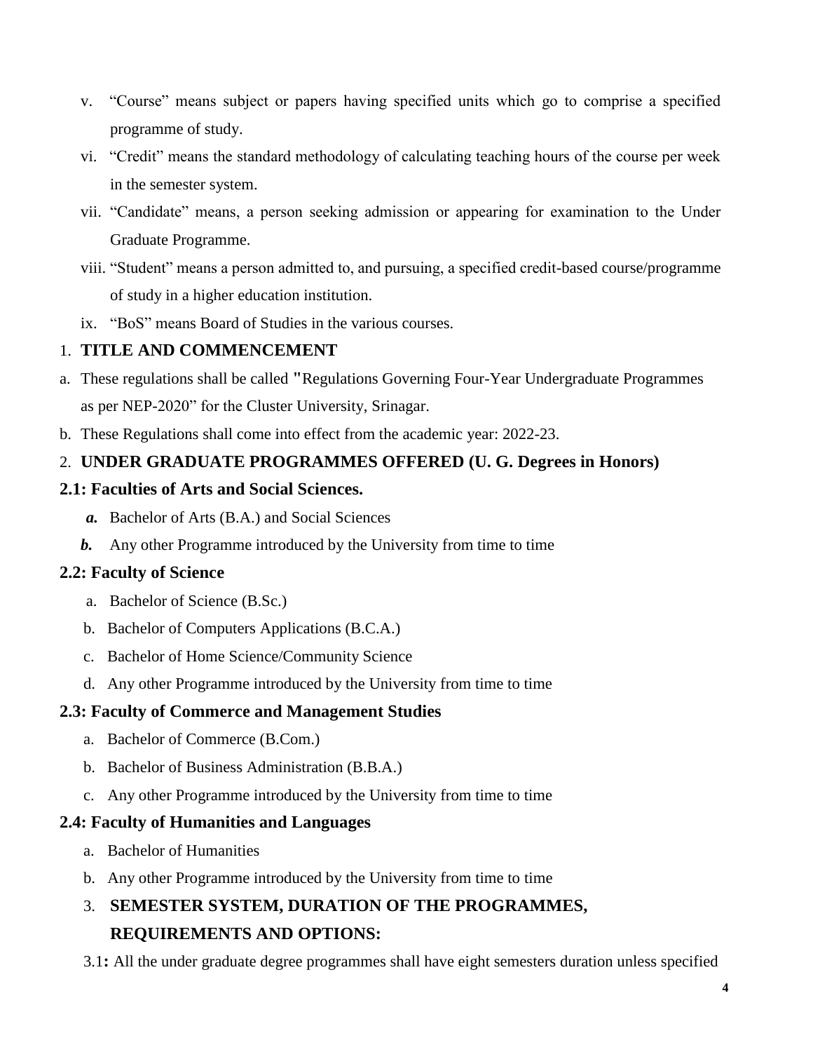v. "Course" means subject or papers having specified units which go to comprise a specified programme of study.

vi. "Credit" means the standard methodology of calculating teaching hours of the course per week in the semester system.

vii. "Candidate" means, a person seeking admission or appearing for examination to the Under Graduate Programme.

viii. "Student" means a person admitted to, and pursuing, a specified credit-based course/programme of study in a higher education institution.

ix. "BoS" means Board of Studies in the various courses.

## 1. TITLE AND COMMENCEMENT

a. These regulations shall be called "Regulations Governing Four-Year Undergraduate Programmes as per NEP-2020" for the Cluster University, Srinagar.

b. These Regulations shall come into effect from the academic year: 2022-23.

## 2. UNDER GRADUATE PROGRAMMES OFFERED (U. G. Degrees in Honors)

### 2.1: Faculties of Arts and Social Sciences.

***a.*** Bachelor of Arts (B.A.) and Social Sciences

***b.*** Any other Programme introduced by the University from time to time

### 2.2: Faculty of Science

a. Bachelor of Science (B.Sc.)

b. Bachelor of Computers Applications (B.C.A.)

c. Bachelor of Home Science/Community Science

d. Any other Programme introduced by the University from time to time

### 2.3: Faculty of Commerce and Management Studies

a. Bachelor of Commerce (B.Com.)

b. Bachelor of Business Administration (B.B.A.)

c. Any other Programme introduced by the University from time to time

### 2.4: Faculty of Humanities and Languages

a. Bachelor of Humanities

b. Any other Programme introduced by the University from time to time

## 3. SEMESTER SYSTEM, DURATION OF THE PROGRAMMES, REQUIREMENTS AND OPTIONS:

3.1**:** All the under graduate degree programmes shall have eight semesters duration unless specified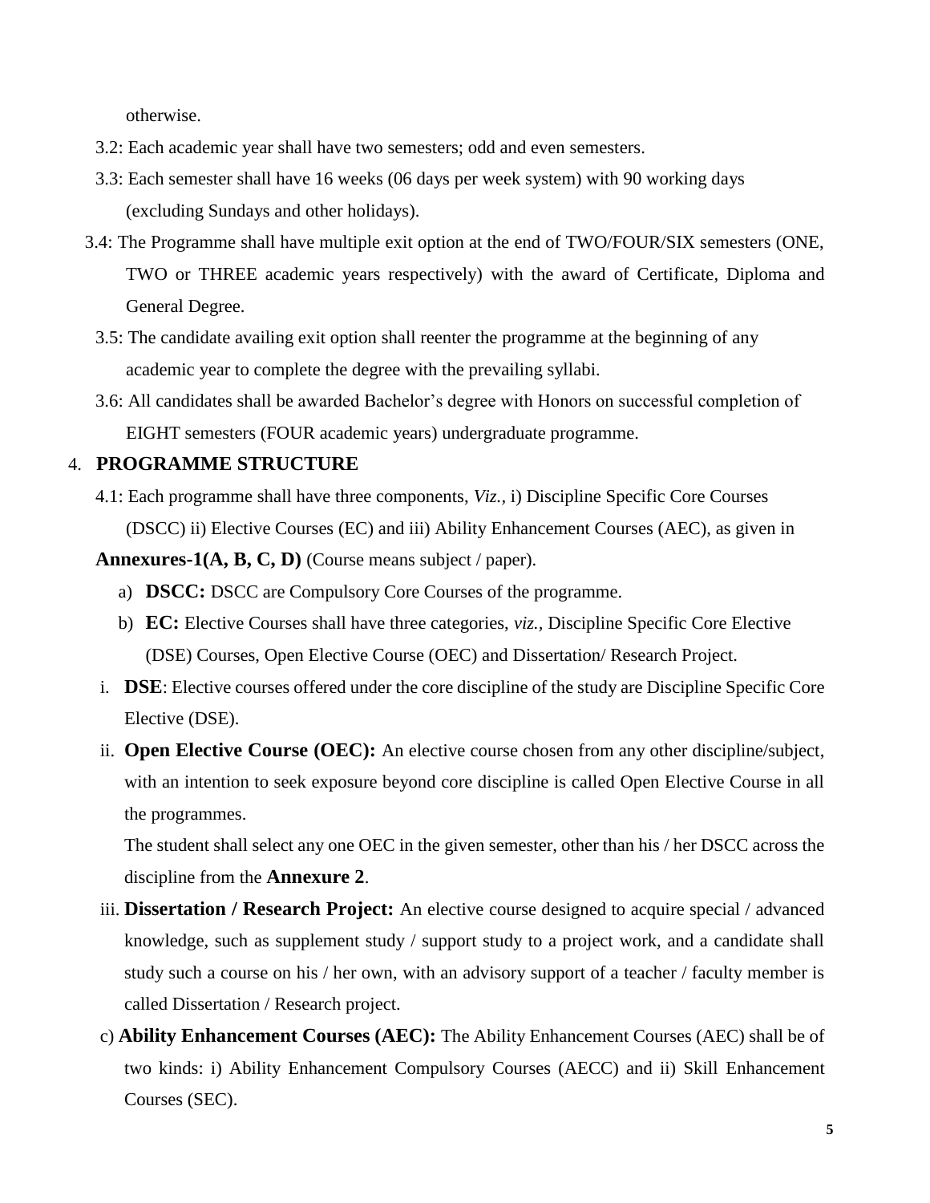otherwise.

3.2: Each academic year shall have two semesters; odd and even semesters.

3.3: Each semester shall have 16 weeks (06 days per week system) with 90 working days (excluding Sundays and other holidays).

3.4: The Programme shall have multiple exit option at the end of TWO/FOUR/SIX semesters (ONE, TWO or THREE academic years respectively) with the award of Certificate, Diploma and General Degree.

3.5: The candidate availing exit option shall reenter the programme at the beginning of any academic year to complete the degree with the prevailing syllabi.

3.6: All candidates shall be awarded Bachelor's degree with Honors on successful completion of EIGHT semesters (FOUR academic years) undergraduate programme.

## 4. PROGRAMME STRUCTURE

4.1: Each programme shall have three components, *Viz.,* i) Discipline Specific Core Courses (DSCC) ii) Elective Courses (EC) and iii) Ability Enhancement Courses (AEC), as given in **Annexures-1(A, B, C, D)** (Course means subject / paper).

a) **DSCC:** DSCC are Compulsory Core Courses of the programme.

b) **EC:** Elective Courses shall have three categories, *viz.,* Discipline Specific Core Elective (DSE) Courses, Open Elective Course (OEC) and Dissertation/ Research Project.

i. **DSE**: Elective courses offered under the core discipline of the study are Discipline Specific Core Elective (DSE).

ii. **Open Elective Course (OEC):** An elective course chosen from any other discipline/subject, with an intention to seek exposure beyond core discipline is called Open Elective Course in all the programmes.

The student shall select any one OEC in the given semester, other than his / her DSCC across the discipline from the **Annexure 2**.

iii. **Dissertation / Research Project:** An elective course designed to acquire special / advanced knowledge, such as supplement study / support study to a project work, and a candidate shall study such a course on his / her own, with an advisory support of a teacher / faculty member is called Dissertation / Research project.

c) **Ability Enhancement Courses (AEC):** The Ability Enhancement Courses (AEC) shall be of two kinds: i) Ability Enhancement Compulsory Courses (AECC) and ii) Skill Enhancement Courses (SEC).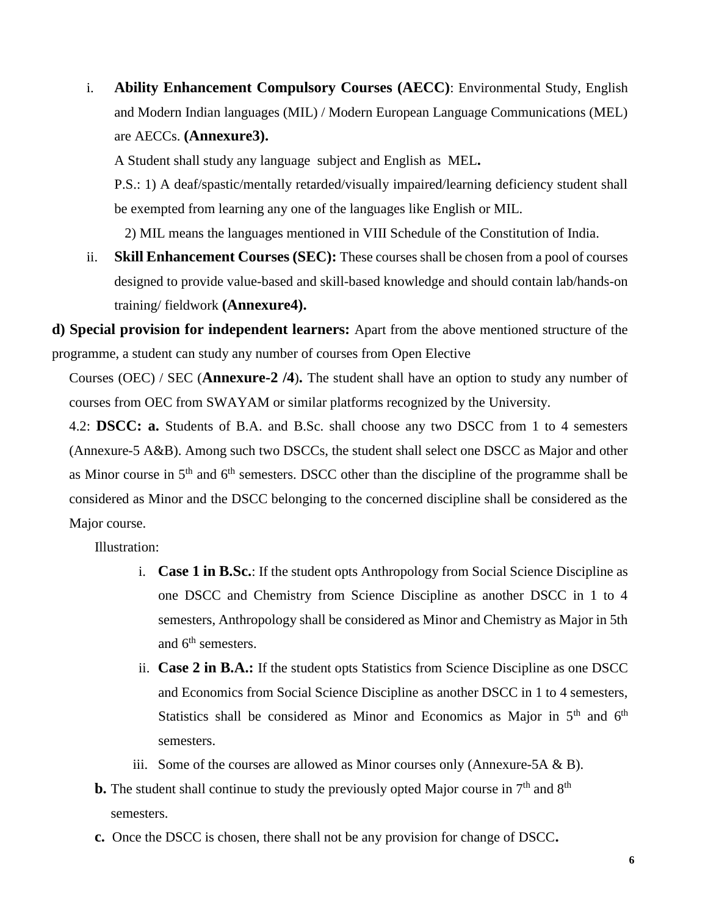i. **Ability Enhancement Compulsory Courses (AECC)**: Environmental Study, English and Modern Indian languages (MIL) / Modern European Language Communications (MEL) are AECCs. **(Annexure3).**

   A Student shall study any language subject and English as MEL**.**

   P.S.: 1) A deaf/spastic/mentally retarded/visually impaired/learning deficiency student shall be exempted from learning any one of the languages like English or MIL.

   2) MIL means the languages mentioned in VIII Schedule of the Constitution of India.

ii. **Skill Enhancement Courses (SEC):** These courses shall be chosen from a pool of courses designed to provide value-based and skill-based knowledge and should contain lab/hands-on training/ fieldwork **(Annexure4).**

**d) Special provision for independent learners:** Apart from the above mentioned structure of the programme, a student can study any number of courses from Open Elective Courses (OEC) / SEC (**Annexure-2 /4**)**.** The student shall have an option to study any number of courses from OEC from SWAYAM or similar platforms recognized by the University.

4.2: **DSCC: a.** Students of B.A. and B.Sc. shall choose any two DSCC from 1 to 4 semesters (Annexure-5 A&B). Among such two DSCCs, the student shall select one DSCC as Major and other as Minor course in 5th and 6th semesters. DSCC other than the discipline of the programme shall be considered as Minor and the DSCC belonging to the concerned discipline shall be considered as the Major course.

Illustration:

i. **Case 1 in B.Sc.**: If the student opts Anthropology from Social Science Discipline as one DSCC and Chemistry from Science Discipline as another DSCC in 1 to 4 semesters, Anthropology shall be considered as Minor and Chemistry as Major in 5th and 6th semesters.

ii. **Case 2 in B.A.:** If the student opts Statistics from Science Discipline as one DSCC and Economics from Social Science Discipline as another DSCC in 1 to 4 semesters, Statistics shall be considered as Minor and Economics as Major in 5th and 6th semesters.

iii. Some of the courses are allowed as Minor courses only (Annexure-5A & B).

**b.** The student shall continue to study the previously opted Major course in 7th and 8th semesters.

**c.** Once the DSCC is chosen, there shall not be any provision for change of DSCC**.**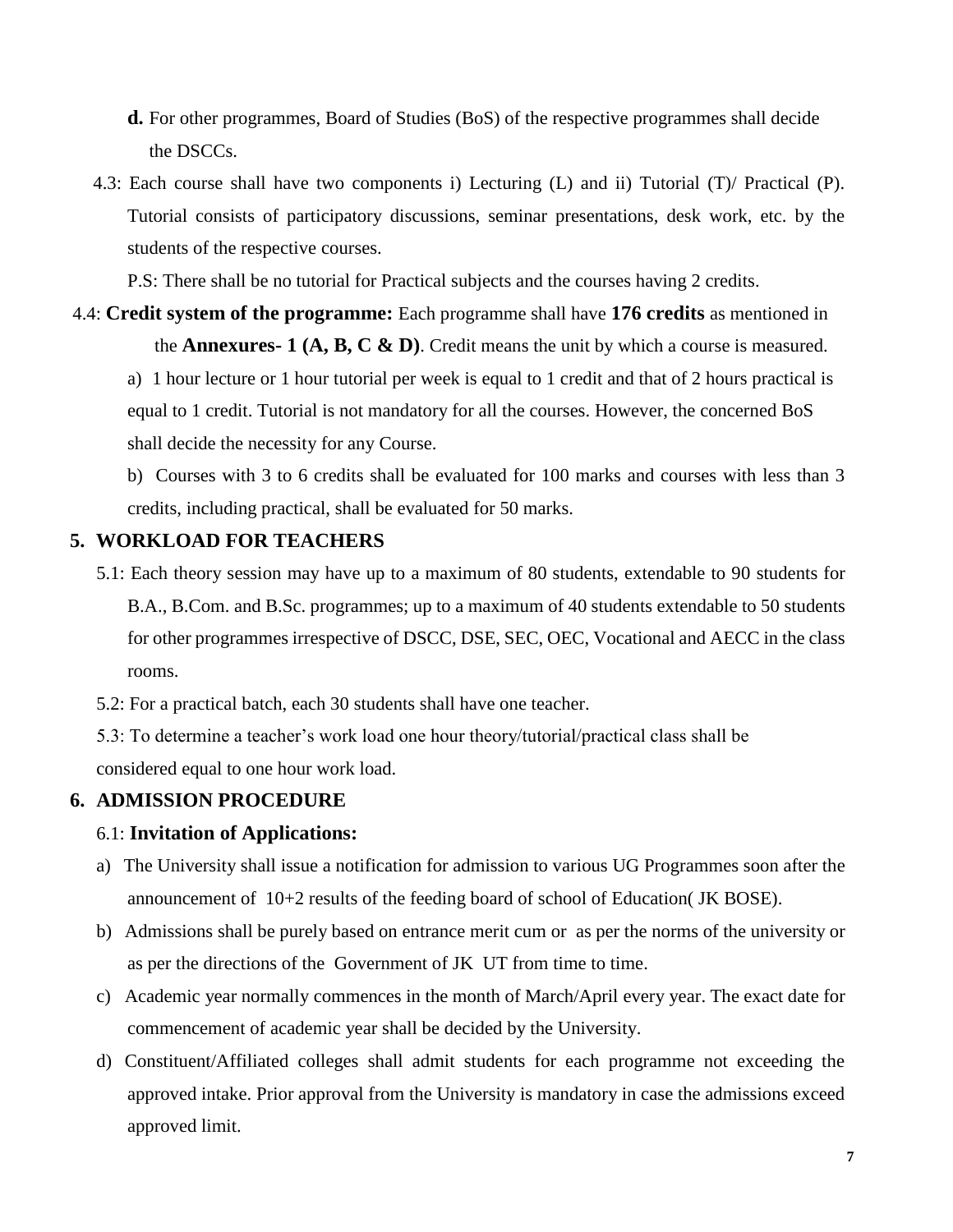**d.** For other programmes, Board of Studies (BoS) of the respective programmes shall decide the DSCCs.

4.3: Each course shall have two components i) Lecturing (L) and ii) Tutorial (T)/ Practical (P). Tutorial consists of participatory discussions, seminar presentations, desk work, etc. by the students of the respective courses.

P.S: There shall be no tutorial for Practical subjects and the courses having 2 credits.

4.4: **Credit system of the programme:** Each programme shall have **176 credits** as mentioned in the **Annexures- 1 (A, B, C & D)**. Credit means the unit by which a course is measured.

a) 1 hour lecture or 1 hour tutorial per week is equal to 1 credit and that of 2 hours practical is equal to 1 credit. Tutorial is not mandatory for all the courses. However, the concerned BoS shall decide the necessity for any Course.

b) Courses with 3 to 6 credits shall be evaluated for 100 marks and courses with less than 3 credits, including practical, shall be evaluated for 50 marks.

## 5. WORKLOAD FOR TEACHERS

5.1: Each theory session may have up to a maximum of 80 students, extendable to 90 students for B.A., B.Com. and B.Sc. programmes; up to a maximum of 40 students extendable to 50 students for other programmes irrespective of DSCC, DSE, SEC, OEC, Vocational and AECC in the class rooms.

5.2: For a practical batch, each 30 students shall have one teacher.

5.3: To determine a teacher's work load one hour theory/tutorial/practical class shall be considered equal to one hour work load.

## 6. ADMISSION PROCEDURE

6.1: **Invitation of Applications:**

a) The University shall issue a notification for admission to various UG Programmes soon after the announcement of 10+2 results of the feeding board of school of Education( JK BOSE).

b) Admissions shall be purely based on entrance merit cum or as per the norms of the university or as per the directions of the Government of JK UT from time to time.

c) Academic year normally commences in the month of March/April every year. The exact date for commencement of academic year shall be decided by the University.

d) Constituent/Affiliated colleges shall admit students for each programme not exceeding the approved intake. Prior approval from the University is mandatory in case the admissions exceed approved limit.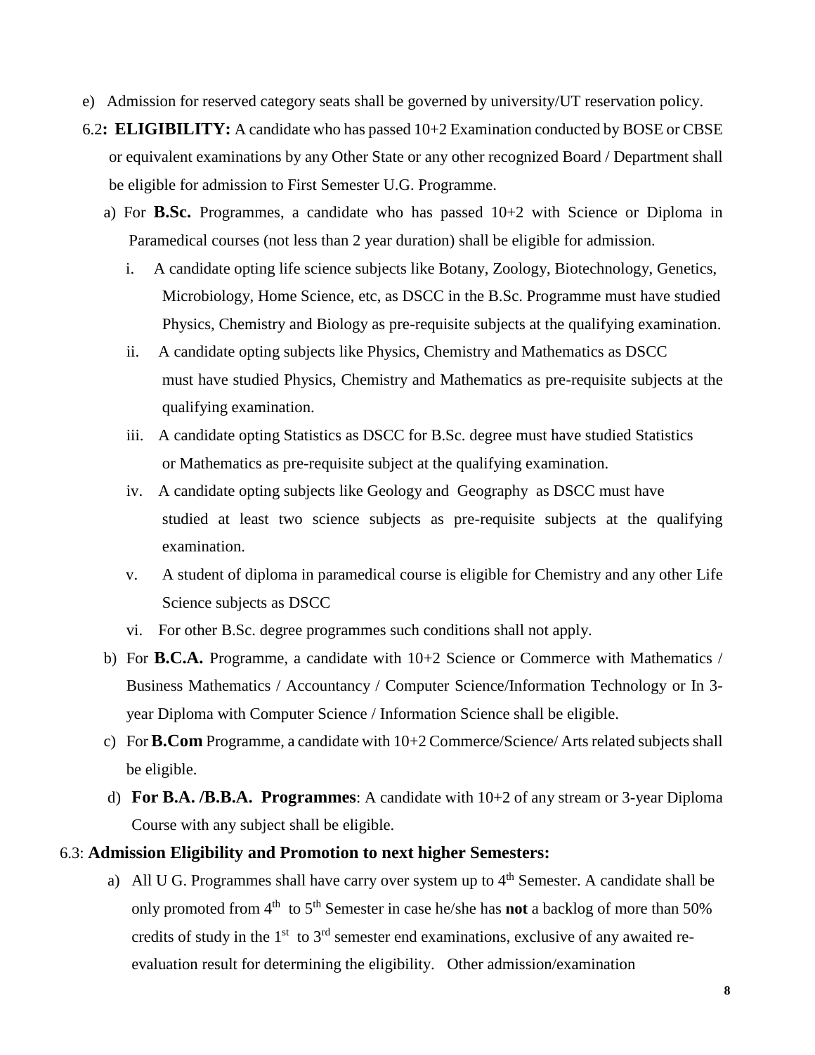e) Admission for reserved category seats shall be governed by university/UT reservation policy.

6.2**: ELIGIBILITY:** A candidate who has passed 10+2 Examination conducted by BOSE or CBSE or equivalent examinations by any Other State or any other recognized Board / Department shall be eligible for admission to First Semester U.G. Programme.

a) For **B.Sc.** Programmes, a candidate who has passed 10+2 with Science or Diploma in Paramedical courses (not less than 2 year duration) shall be eligible for admission.

   i. A candidate opting life science subjects like Botany, Zoology, Biotechnology, Genetics, Microbiology, Home Science, etc, as DSCC in the B.Sc. Programme must have studied Physics, Chemistry and Biology as pre-requisite subjects at the qualifying examination.

   ii. A candidate opting subjects like Physics, Chemistry and Mathematics as DSCC must have studied Physics, Chemistry and Mathematics as pre-requisite subjects at the qualifying examination.

   iii. A candidate opting Statistics as DSCC for B.Sc. degree must have studied Statistics or Mathematics as pre-requisite subject at the qualifying examination.

   iv. A candidate opting subjects like Geology and Geography as DSCC must have studied at least two science subjects as pre-requisite subjects at the qualifying examination.

   v. A student of diploma in paramedical course is eligible for Chemistry and any other Life Science subjects as DSCC

   vi. For other B.Sc. degree programmes such conditions shall not apply.

b) For **B.C.A.** Programme, a candidate with 10+2 Science or Commerce with Mathematics / Business Mathematics / Accountancy / Computer Science/Information Technology or In 3-year Diploma with Computer Science / Information Science shall be eligible.

c) For **B.Com** Programme, a candidate with 10+2 Commerce/Science/ Arts related subjects shall be eligible.

d) **For B.A. /B.B.A. Programmes**: A candidate with 10+2 of any stream or 3-year Diploma Course with any subject shall be eligible.

6.3: **Admission Eligibility and Promotion to next higher Semesters:**

a) All U G. Programmes shall have carry over system up to 4th Semester. A candidate shall be only promoted from 4th to 5th Semester in case he/she has **not** a backlog of more than 50% credits of study in the 1st to 3rd semester end examinations, exclusive of any awaited re-evaluation result for determining the eligibility. Other admission/examination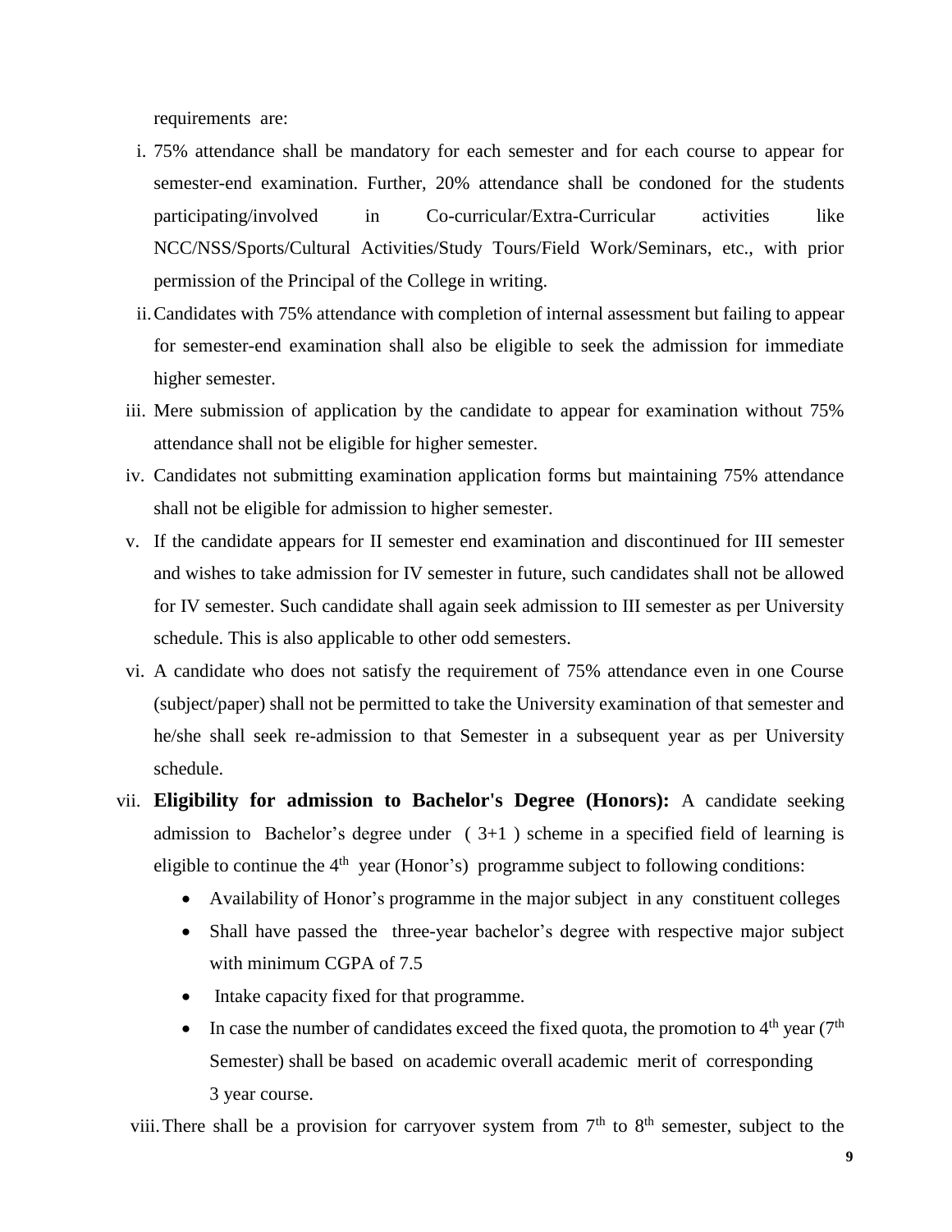requirements are:

i. 75% attendance shall be mandatory for each semester and for each course to appear for semester-end examination. Further, 20% attendance shall be condoned for the students participating/involved in Co-curricular/Extra-Curricular activities like NCC/NSS/Sports/Cultural Activities/Study Tours/Field Work/Seminars, etc., with prior permission of the Principal of the College in writing.

ii. Candidates with 75% attendance with completion of internal assessment but failing to appear for semester-end examination shall also be eligible to seek the admission for immediate higher semester.

iii. Mere submission of application by the candidate to appear for examination without 75% attendance shall not be eligible for higher semester.

iv. Candidates not submitting examination application forms but maintaining 75% attendance shall not be eligible for admission to higher semester.

v. If the candidate appears for II semester end examination and discontinued for III semester and wishes to take admission for IV semester in future, such candidates shall not be allowed for IV semester. Such candidate shall again seek admission to III semester as per University schedule. This is also applicable to other odd semesters.

vi. A candidate who does not satisfy the requirement of 75% attendance even in one Course (subject/paper) shall not be permitted to take the University examination of that semester and he/she shall seek re-admission to that Semester in a subsequent year as per University schedule.

vii. **Eligibility for admission to Bachelor's Degree (Honors):** A candidate seeking admission to Bachelor's degree under ( 3+1 ) scheme in a specified field of learning is eligible to continue the 4th year (Honor's) programme subject to following conditions:

   - Availability of Honor's programme in the major subject in any constituent colleges
   - Shall have passed the three-year bachelor's degree with respective major subject with minimum CGPA of 7.5
   - Intake capacity fixed for that programme.
   - In case the number of candidates exceed the fixed quota, the promotion to 4th year (7th Semester) shall be based on academic overall academic merit of corresponding 3 year course.

viii. There shall be a provision for carryover system from 7th to 8th semester, subject to the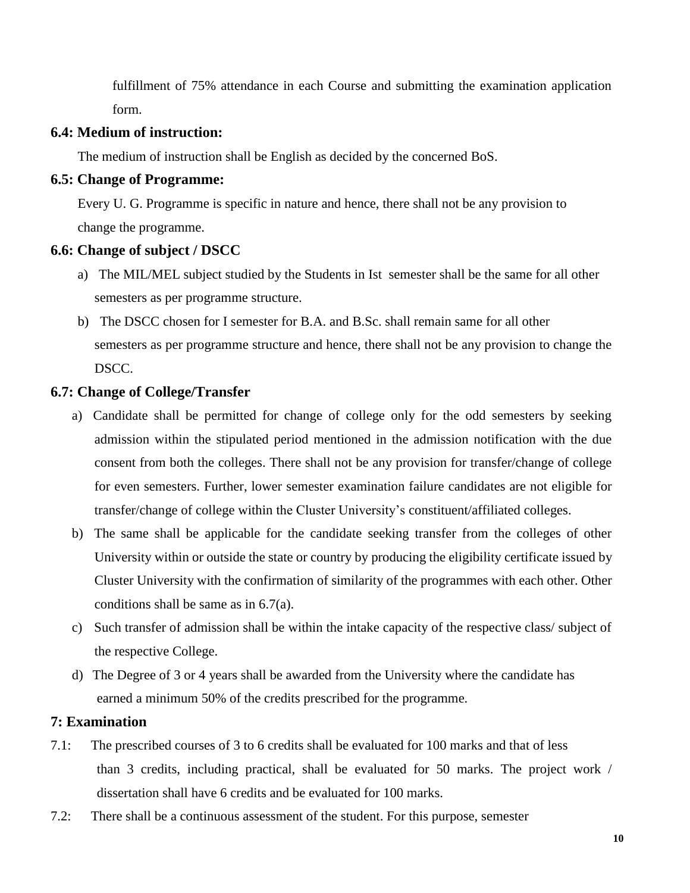fulfillment of 75% attendance in each Course and submitting the examination application form.

### 6.4: Medium of instruction:

The medium of instruction shall be English as decided by the concerned BoS.

### 6.5: Change of Programme:

Every U. G. Programme is specific in nature and hence, there shall not be any provision to change the programme.

### 6.6: Change of subject / DSCC

a) The MIL/MEL subject studied by the Students in Ist semester shall be the same for all other semesters as per programme structure.

b) The DSCC chosen for I semester for B.A. and B.Sc. shall remain same for all other semesters as per programme structure and hence, there shall not be any provision to change the DSCC.

### 6.7: Change of College/Transfer

a) Candidate shall be permitted for change of college only for the odd semesters by seeking admission within the stipulated period mentioned in the admission notification with the due consent from both the colleges. There shall not be any provision for transfer/change of college for even semesters. Further, lower semester examination failure candidates are not eligible for transfer/change of college within the Cluster University's constituent/affiliated colleges.

b) The same shall be applicable for the candidate seeking transfer from the colleges of other University within or outside the state or country by producing the eligibility certificate issued by Cluster University with the confirmation of similarity of the programmes with each other. Other conditions shall be same as in 6.7(a).

c) Such transfer of admission shall be within the intake capacity of the respective class/ subject of the respective College.

d) The Degree of 3 or 4 years shall be awarded from the University where the candidate has earned a minimum 50% of the credits prescribed for the programme.

## 7: Examination

7.1: The prescribed courses of 3 to 6 credits shall be evaluated for 100 marks and that of less than 3 credits, including practical, shall be evaluated for 50 marks. The project work / dissertation shall have 6 credits and be evaluated for 100 marks.

7.2: There shall be a continuous assessment of the student. For this purpose, semester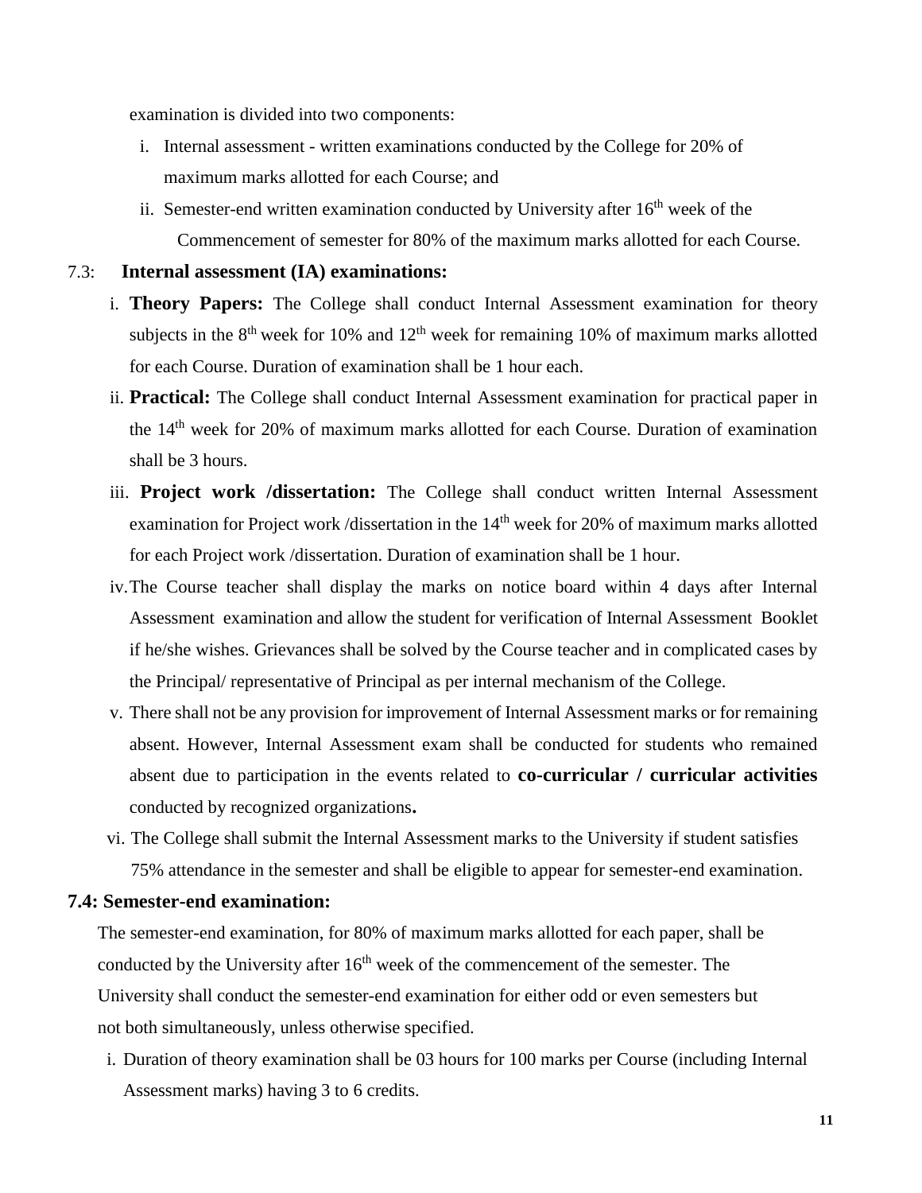examination is divided into two components:

i. Internal assessment - written examinations conducted by the College for 20% of maximum marks allotted for each Course; and

ii. Semester-end written examination conducted by University after 16th week of the Commencement of semester for 80% of the maximum marks allotted for each Course.

### 7.3: Internal assessment (IA) examinations:

i. **Theory Papers:** The College shall conduct Internal Assessment examination for theory subjects in the 8th week for 10% and 12th week for remaining 10% of maximum marks allotted for each Course. Duration of examination shall be 1 hour each.

ii. **Practical:** The College shall conduct Internal Assessment examination for practical paper in the 14th week for 20% of maximum marks allotted for each Course. Duration of examination shall be 3 hours.

iii. **Project work /dissertation:** The College shall conduct written Internal Assessment examination for Project work /dissertation in the 14th week for 20% of maximum marks allotted for each Project work /dissertation. Duration of examination shall be 1 hour.

iv. The Course teacher shall display the marks on notice board within 4 days after Internal Assessment examination and allow the student for verification of Internal Assessment Booklet if he/she wishes. Grievances shall be solved by the Course teacher and in complicated cases by the Principal/ representative of Principal as per internal mechanism of the College.

v. There shall not be any provision for improvement of Internal Assessment marks or for remaining absent. However, Internal Assessment exam shall be conducted for students who remained absent due to participation in the events related to **co-curricular / curricular activities** conducted by recognized organizations**.**

vi. The College shall submit the Internal Assessment marks to the University if student satisfies 75% attendance in the semester and shall be eligible to appear for semester-end examination.

### 7.4: Semester-end examination:

The semester-end examination, for 80% of maximum marks allotted for each paper, shall be conducted by the University after 16th week of the commencement of the semester. The University shall conduct the semester-end examination for either odd or even semesters but not both simultaneously, unless otherwise specified.

i. Duration of theory examination shall be 03 hours for 100 marks per Course (including Internal Assessment marks) having 3 to 6 credits.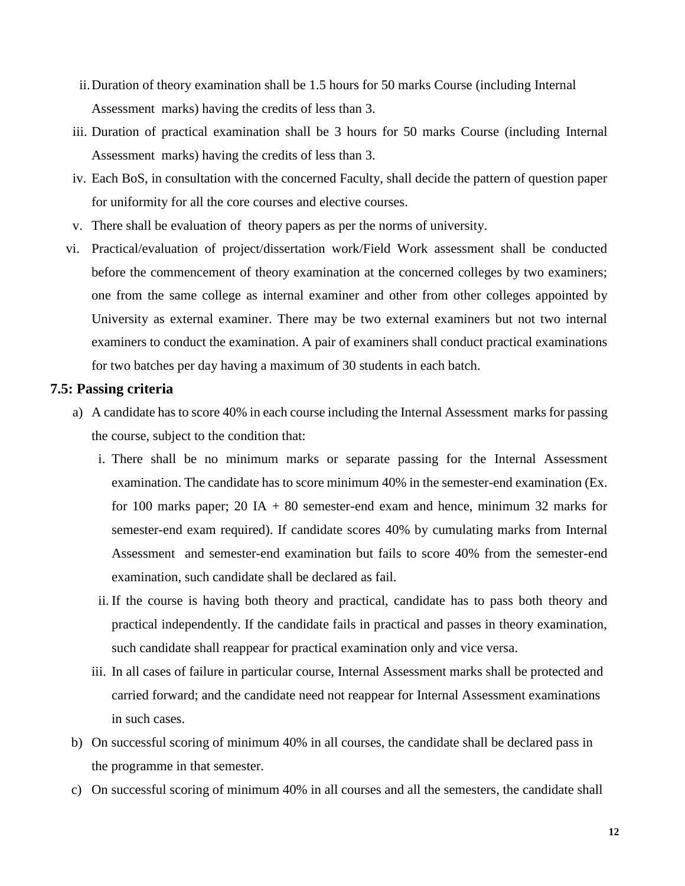ii. Duration of theory examination shall be 1.5 hours for 50 marks Course (including Internal Assessment marks) having the credits of less than 3.

iii. Duration of practical examination shall be 3 hours for 50 marks Course (including Internal Assessment marks) having the credits of less than 3.

iv. Each BoS, in consultation with the concerned Faculty, shall decide the pattern of question paper for uniformity for all the core courses and elective courses.

v. There shall be evaluation of theory papers as per the norms of university.

vi. Practical/evaluation of project/dissertation work/Field Work assessment shall be conducted before the commencement of theory examination at the concerned colleges by two examiners; one from the same college as internal examiner and other from other colleges appointed by University as external examiner. There may be two external examiners but not two internal examiners to conduct the examination. A pair of examiners shall conduct practical examinations for two batches per day having a maximum of 30 students in each batch.

### 7.5: Passing criteria

a) A candidate has to score 40% in each course including the Internal Assessment marks for passing the course, subject to the condition that:

   i. There shall be no minimum marks or separate passing for the Internal Assessment examination. The candidate has to score minimum 40% in the semester-end examination (Ex. for 100 marks paper; 20 IA + 80 semester-end exam and hence, minimum 32 marks for semester-end exam required). If candidate scores 40% by cumulating marks from Internal Assessment and semester-end examination but fails to score 40% from the semester-end examination, such candidate shall be declared as fail.

   ii. If the course is having both theory and practical, candidate has to pass both theory and practical independently. If the candidate fails in practical and passes in theory examination, such candidate shall reappear for practical examination only and vice versa.

   iii. In all cases of failure in particular course, Internal Assessment marks shall be protected and carried forward; and the candidate need not reappear for Internal Assessment examinations in such cases.

b) On successful scoring of minimum 40% in all courses, the candidate shall be declared pass in the programme in that semester.

c) On successful scoring of minimum 40% in all courses and all the semesters, the candidate shall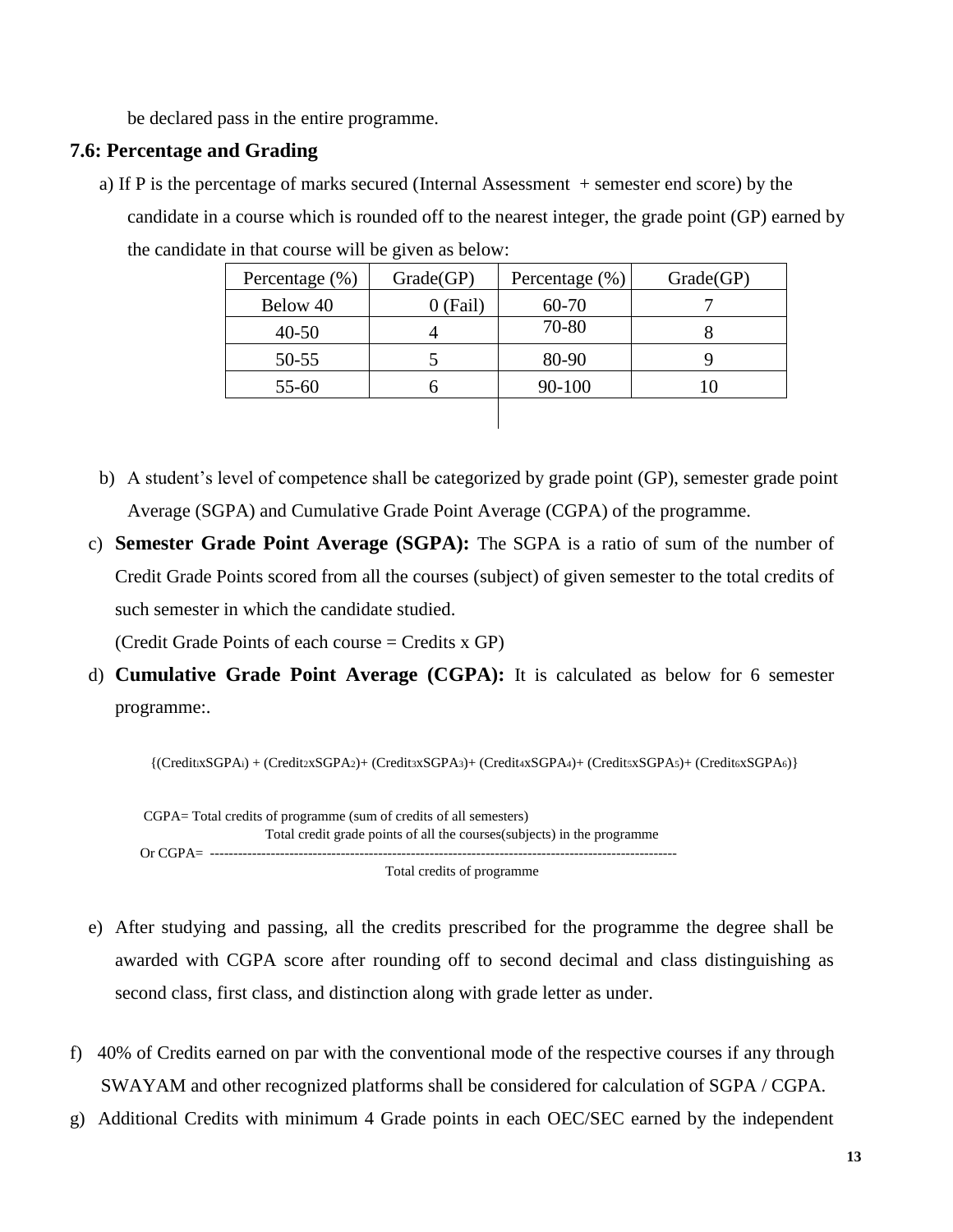be declared pass in the entire programme.

## 7.6: Percentage and Grading

a) If P is the percentage of marks secured (Internal Assessment + semester end score) by the candidate in a course which is rounded off to the nearest integer, the grade point (GP) earned by the candidate in that course will be given as below:

| Percentage (%) | Grade(GP) | Percentage (%) | Grade(GP) |
|---|---|---|---|
| Below 40 | 0 (Fail) | 60-70 | 7 |
| 40-50 | 4 | 70-80 | 8 |
| 50-55 | 5 | 80-90 | 9 |
| 55-60 | 6 | 90-100 | 10 |

b) A student's level of competence shall be categorized by grade point (GP), semester grade point Average (SGPA) and Cumulative Grade Point Average (CGPA) of the programme.

c) **Semester Grade Point Average (SGPA):** The SGPA is a ratio of sum of the number of Credit Grade Points scored from all the courses (subject) of given semester to the total credits of such semester in which the candidate studied.

(Credit Grade Points of each course = Credits x GP)

d) **Cumulative Grade Point Average (CGPA):** It is calculated as below for 6 semester programme:.

$$CGPA = \frac{\{(Credit_1 x SGPA_1) + (Credit_2 x SGPA_2) + (Credit_3 x SGPA_3) + (Credit_4 x SGPA_4) + (Credit_5 x SGPA_5) + (Credit_6 x SGPA_6)\}}{\text{Total credits of programme (sum of credits of all semesters)}}$$

$$\text{Or } CGPA = \frac{\text{Total credit grade points of all the courses(subjects) in the programme}}{\text{Total credits of programme}}$$

e) After studying and passing, all the credits prescribed for the programme the degree shall be awarded with CGPA score after rounding off to second decimal and class distinguishing as second class, first class, and distinction along with grade letter as under.

f) 40% of Credits earned on par with the conventional mode of the respective courses if any through SWAYAM and other recognized platforms shall be considered for calculation of SGPA / CGPA.

g) Additional Credits with minimum 4 Grade points in each OEC/SEC earned by the independent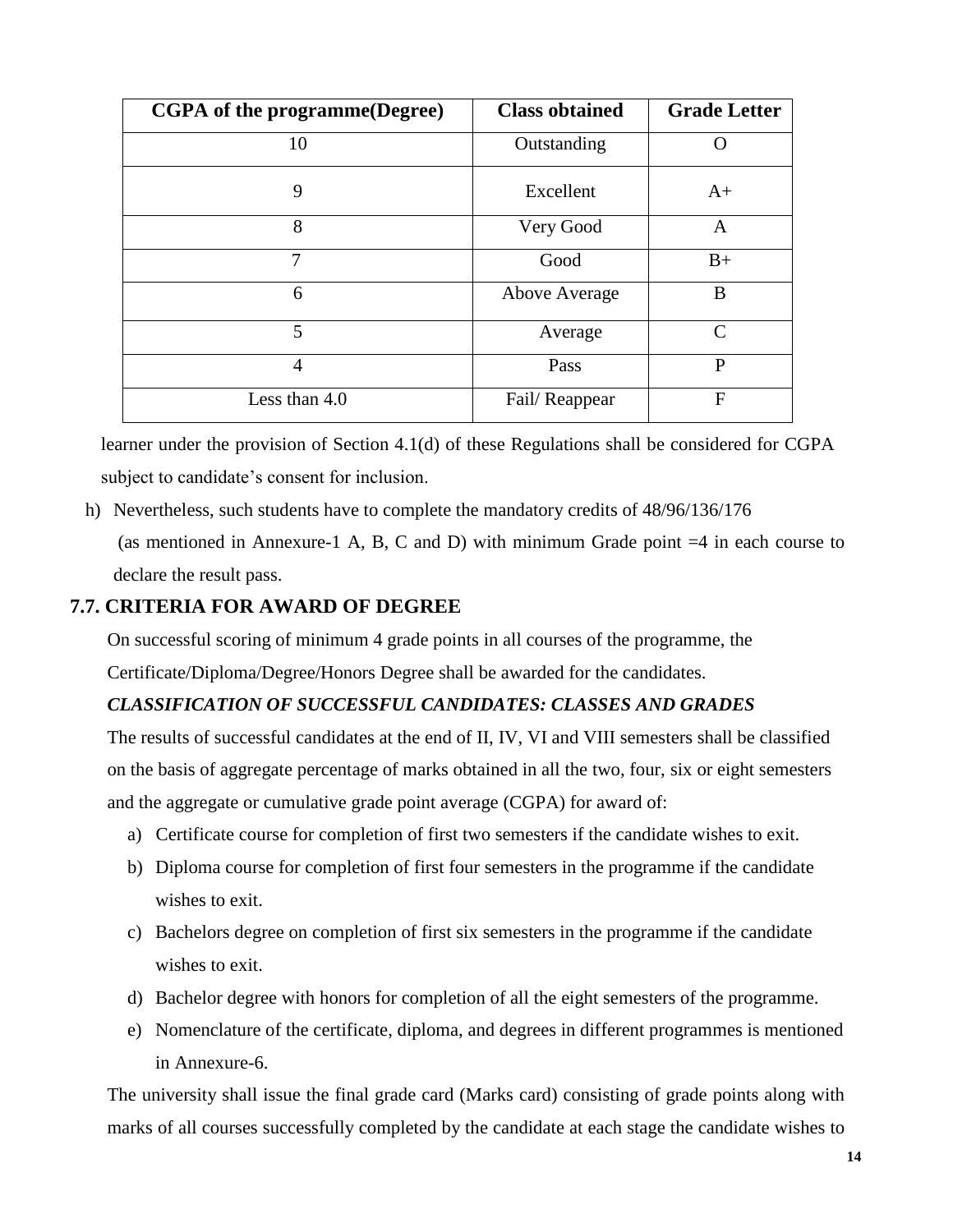| CGPA of the programme(Degree) | Class obtained | Grade Letter |
|---|---|---|
| 10 | Outstanding | O |
| 9 | Excellent | A+ |
| 8 | Very Good | A |
| 7 | Good | B+ |
| 6 | Above Average | B |
| 5 | Average | C |
| 4 | Pass | P |
| Less than 4.0 | Fail/ Reappear | F |

learner under the provision of Section 4.1(d) of these Regulations shall be considered for CGPA subject to candidate's consent for inclusion.

h) Nevertheless, such students have to complete the mandatory credits of 48/96/136/176 (as mentioned in Annexure-1 A, B, C and D) with minimum Grade point =4 in each course to declare the result pass.

## 7.7. CRITERIA FOR AWARD OF DEGREE

On successful scoring of minimum 4 grade points in all courses of the programme, the Certificate/Diploma/Degree/Honors Degree shall be awarded for the candidates.

***CLASSIFICATION OF SUCCESSFUL CANDIDATES: CLASSES AND GRADES***

The results of successful candidates at the end of II, IV, VI and VIII semesters shall be classified on the basis of aggregate percentage of marks obtained in all the two, four, six or eight semesters and the aggregate or cumulative grade point average (CGPA) for award of:

a) Certificate course for completion of first two semesters if the candidate wishes to exit.
b) Diploma course for completion of first four semesters in the programme if the candidate wishes to exit.
c) Bachelors degree on completion of first six semesters in the programme if the candidate wishes to exit.
d) Bachelor degree with honors for completion of all the eight semesters of the programme.
e) Nomenclature of the certificate, diploma, and degrees in different programmes is mentioned in Annexure-6.

The university shall issue the final grade card (Marks card) consisting of grade points along with marks of all courses successfully completed by the candidate at each stage the candidate wishes to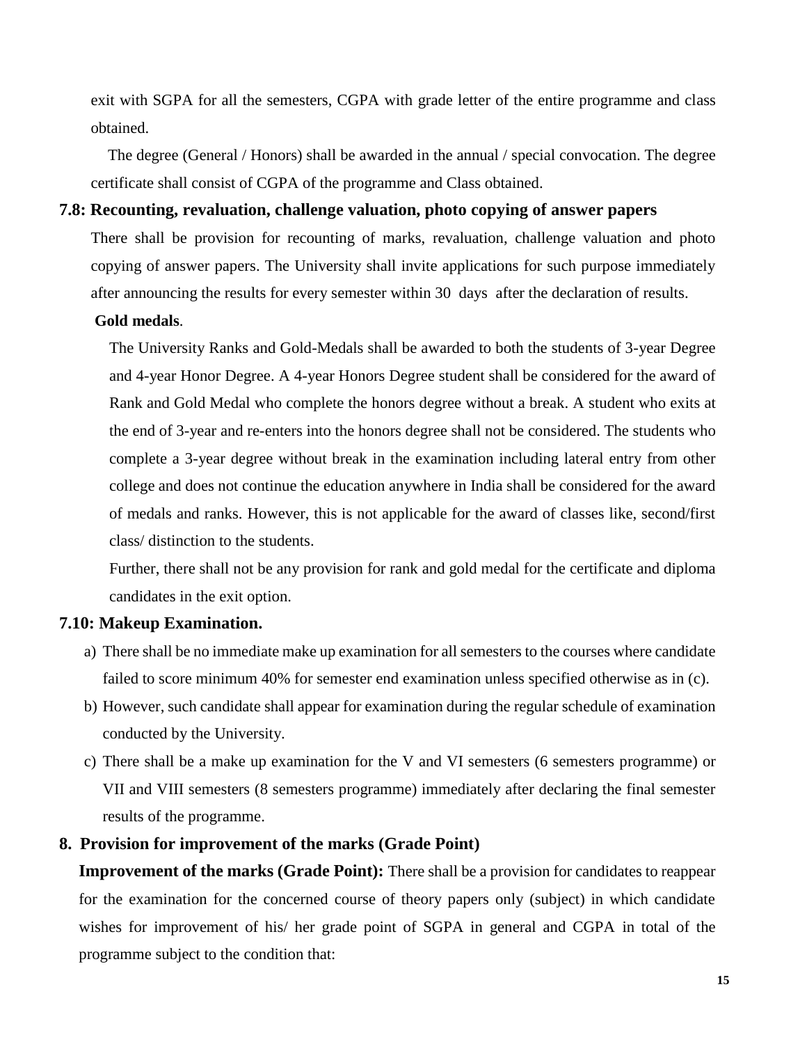exit with SGPA for all the semesters, CGPA with grade letter of the entire programme and class obtained.

The degree (General / Honors) shall be awarded in the annual / special convocation. The degree certificate shall consist of CGPA of the programme and Class obtained.

### 7.8: Recounting, revaluation, challenge valuation, photo copying of answer papers

There shall be provision for recounting of marks, revaluation, challenge valuation and photo copying of answer papers. The University shall invite applications for such purpose immediately after announcing the results for every semester within 30 days after the declaration of results.

**Gold medals**.

The University Ranks and Gold-Medals shall be awarded to both the students of 3-year Degree and 4-year Honor Degree. A 4-year Honors Degree student shall be considered for the award of Rank and Gold Medal who complete the honors degree without a break. A student who exits at the end of 3-year and re-enters into the honors degree shall not be considered. The students who complete a 3-year degree without break in the examination including lateral entry from other college and does not continue the education anywhere in India shall be considered for the award of medals and ranks. However, this is not applicable for the award of classes like, second/first class/ distinction to the students.

Further, there shall not be any provision for rank and gold medal for the certificate and diploma candidates in the exit option.

### 7.10: Makeup Examination.

a) There shall be no immediate make up examination for all semesters to the courses where candidate failed to score minimum 40% for semester end examination unless specified otherwise as in (c).

b) However, such candidate shall appear for examination during the regular schedule of examination conducted by the University.

c) There shall be a make up examination for the V and VI semesters (6 semesters programme) or VII and VIII semesters (8 semesters programme) immediately after declaring the final semester results of the programme.

## 8. Provision for improvement of the marks (Grade Point)

**Improvement of the marks (Grade Point):** There shall be a provision for candidates to reappear for the examination for the concerned course of theory papers only (subject) in which candidate wishes for improvement of his/ her grade point of SGPA in general and CGPA in total of the programme subject to the condition that: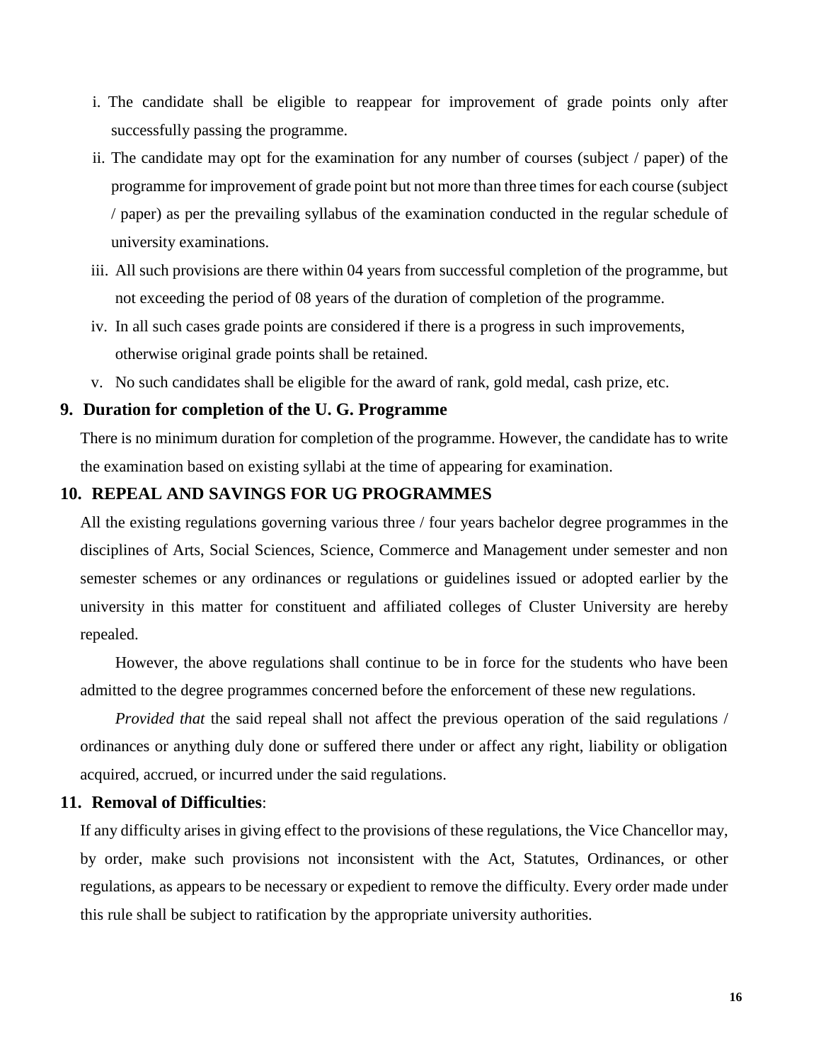i. The candidate shall be eligible to reappear for improvement of grade points only after successfully passing the programme.
ii. The candidate may opt for the examination for any number of courses (subject / paper) of the programme for improvement of grade point but not more than three times for each course (subject / paper) as per the prevailing syllabus of the examination conducted in the regular schedule of university examinations.
iii. All such provisions are there within 04 years from successful completion of the programme, but not exceeding the period of 08 years of the duration of completion of the programme.
iv. In all such cases grade points are considered if there is a progress in such improvements, otherwise original grade points shall be retained.
v. No such candidates shall be eligible for the award of rank, gold medal, cash prize, etc.

## 9. Duration for completion of the U. G. Programme

There is no minimum duration for completion of the programme. However, the candidate has to write the examination based on existing syllabi at the time of appearing for examination.

## 10. REPEAL AND SAVINGS FOR UG PROGRAMMES

All the existing regulations governing various three / four years bachelor degree programmes in the disciplines of Arts, Social Sciences, Science, Commerce and Management under semester and non semester schemes or any ordinances or regulations or guidelines issued or adopted earlier by the university in this matter for constituent and affiliated colleges of Cluster University are hereby repealed.

However, the above regulations shall continue to be in force for the students who have been admitted to the degree programmes concerned before the enforcement of these new regulations.

*Provided that* the said repeal shall not affect the previous operation of the said regulations / ordinances or anything duly done or suffered there under or affect any right, liability or obligation acquired, accrued, or incurred under the said regulations.

## 11. Removal of Difficulties:

If any difficulty arises in giving effect to the provisions of these regulations, the Vice Chancellor may, by order, make such provisions not inconsistent with the Act, Statutes, Ordinances, or other regulations, as appears to be necessary or expedient to remove the difficulty. Every order made under this rule shall be subject to ratification by the appropriate university authorities.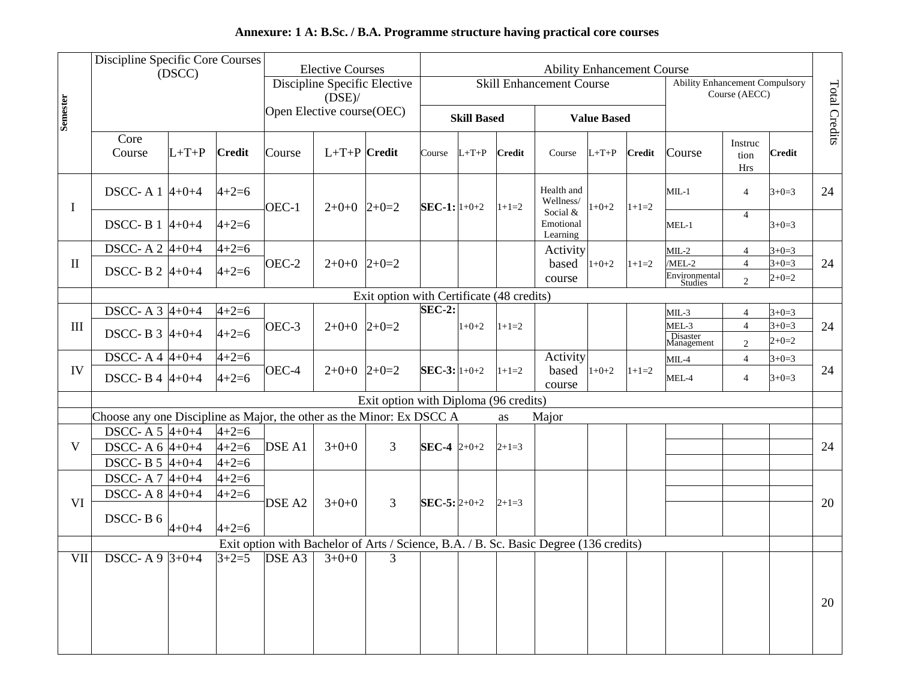**Annexure: 1 A: B.Sc. / B.A. Programme structure having practical core courses**

| Semester | Discipline Specific Core Courses (DSCC) | | | Elective Courses Discipline Specific Elective (DSE)/ Open Elective course(OEC) | | | Ability Enhancement Course: Skill Enhancement Course – Skill Based | | | Ability Enhancement Course: Skill Enhancement Course – Value Based | | | Ability Enhancement Compulsory Course (AECC) | | | Total Credits |
|---|---|---|---|---|---|---|---|---|---|---|---|---|---|---|---|---|
| | Core Course | L+T+P | Credit | Course | L+T+P | Credit | Course | L+T+P | Credit | Course | L+T+P | Credit | Course | Instruction Hrs | Credit | |
| I | DSCC- A 1 | 4+0+4 | 4+2=6 | OEC-1 | 2+0+0 | 2+0=2 | **SEC-1:** | 1+0+2 | 1+1=2 | Health and Wellness/ Social & Emotional Learning | 1+0+2 | 1+1=2 | MIL-1 | 4 | 3+0=3 | 24 |
| | DSCC- B 1 | 4+0+4 | 4+2=6 | | | | | | | | | | MEL-1 | 4 | 3+0=3 | |
| II | DSCC- A 2 | 4+0+4 | 4+2=6 | OEC-2 | 2+0+0 | 2+0=2 | | | | Activity based course | 1+0+2 | 1+1=2 | MIL-2 | 4 | 3+0=3 | 24 |
| | DSCC- B 2 | 4+0+4 | 4+2=6 | | | | | | | | | | /MEL-2 | 4 | 3+0=3 | |
| | | | | | | | | | | | | | Environmental Studies | 2 | 2+0=2 | |
| | Exit option with Certificate (48 credits) | | | | | | | | | | | | | | | |
| III | DSCC- A 3 | 4+0+4 | 4+2=6 | OEC-3 | 2+0+0 | 2+0=2 | **SEC-2:** | 1+0+2 | 1+1=2 | | | | MIL-3 | 4 | 3+0=3 | 24 |
| | DSCC- B 3 | 4+0+4 | 4+2=6 | | | | | | | | | | MEL-3 | 4 | 3+0=3 | |
| | | | | | | | | | | | | | Disaster Management | 2 | 2+0=2 | |
| IV | DSCC- A 4 | 4+0+4 | 4+2=6 | OEC-4 | 2+0+0 | 2+0=2 | **SEC-3:** | 1+0+2 | 1+1=2 | Activity based course | 1+0+2 | 1+1=2 | MIL-4 | 4 | 3+0=3 | 24 |
| | DSCC- B 4 | 4+0+4 | 4+2=6 | | | | | | | | | | MEL-4 | 4 | 3+0=3 | |
| | Exit option with Diploma (96 credits) | | | | | | | | | | | | | | | |
| | Choose any one Discipline as Major, the other as the Minor: Ex DSCC A as Major | | | | | | | | | | | | | | | |
| V | DSCC- A 5 | 4+0+4 | 4+2=6 | DSE A1 | 3+0+0 | 3 | **SEC-4** | 2+0+2 | 2+1=3 | | | | | | | 24 |
| | DSCC- A 6 | 4+0+4 | 4+2=6 | | | | | | | | | | | | | |
| | DSCC- B 5 | 4+0+4 | 4+2=6 | | | | | | | | | | | | | |
| VI | DSCC- A 7 | 4+0+4 | 4+2=6 | DSE A2 | 3+0+0 | 3 | **SEC-5:** | 2+0+2 | 2+1=3 | | | | | | | 20 |
| | DSCC- A 8 | 4+0+4 | 4+2=6 | | | | | | | | | | | | | |
| | DSCC- B 6 | 4+0+4 | 4+2=6 | | | | | | | | | | | | | |
| | Exit option with Bachelor of Arts / Science, B.A. / B. Sc. Basic Degree (136 credits) | | | | | | | | | | | | | | | |
| VII | DSCC- A 9 | 3+0+4 | 3+2=5 | DSE A3 | 3+0+0 | 3 | | | | | | | | | | 20 |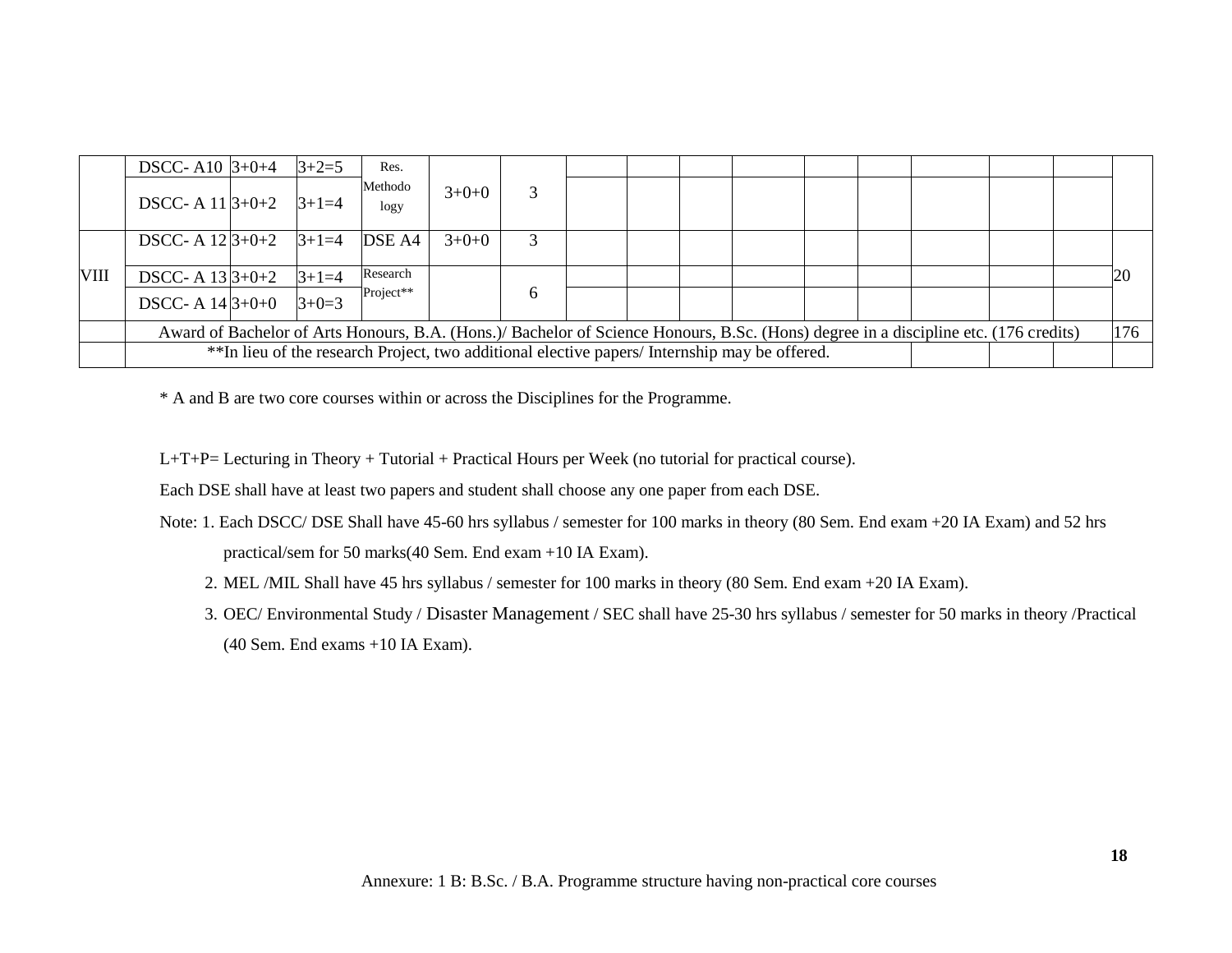| | | | | | | | | | | | | | | | | |
|---|---|---|---|---|---|---|---|---|---|---|---|---|---|---|---|---|
| | DSCC- A10 | 3+0+4 | 3+2=5 | Res. Methodology | 3+0+0 | 3 | | | | | | | | | | |
| | DSCC- A 11 | 3+0+2 | 3+1=4 | | | | | | | | | | | | | |
| VIII | DSCC- A 12 | 3+0+2 | 3+1=4 | DSE A4 | 3+0+0 | 3 | | | | | | | | | | 20 |
| | DSCC- A 13 | 3+0+2 | 3+1=4 | Research Project** | | 6 | | | | | | | | | | |
| | DSCC- A 14 | 3+0+0 | 3+0=3 | | | | | | | | | | | | | |
| | Award of Bachelor of Arts Honours, B.A. (Hons.)/ Bachelor of Science Honours, B.Sc. (Hons) degree in a discipline etc. (176 credits) | | | | | | | | | | | | | | | 176 |
| | **In lieu of the research Project, two additional elective papers/ Internship may be offered. | | | | | | | | | | | | | | | |

\* A and B are two core courses within or across the Disciplines for the Programme.

L+T+P= Lecturing in Theory + Tutorial + Practical Hours per Week (no tutorial for practical course).

Each DSE shall have at least two papers and student shall choose any one paper from each DSE.

Note: 1. Each DSCC/ DSE Shall have 45-60 hrs syllabus / semester for 100 marks in theory (80 Sem. End exam +20 IA Exam) and 52 hrs practical/sem for 50 marks(40 Sem. End exam +10 IA Exam).

2. MEL /MIL Shall have 45 hrs syllabus / semester for 100 marks in theory (80 Sem. End exam +20 IA Exam).

3. OEC/ Environmental Study / Disaster Management / SEC shall have 25-30 hrs syllabus / semester for 50 marks in theory /Practical (40 Sem. End exams +10 IA Exam).

Annexure: 1 B: B.Sc. / B.A. Programme structure having non-practical core courses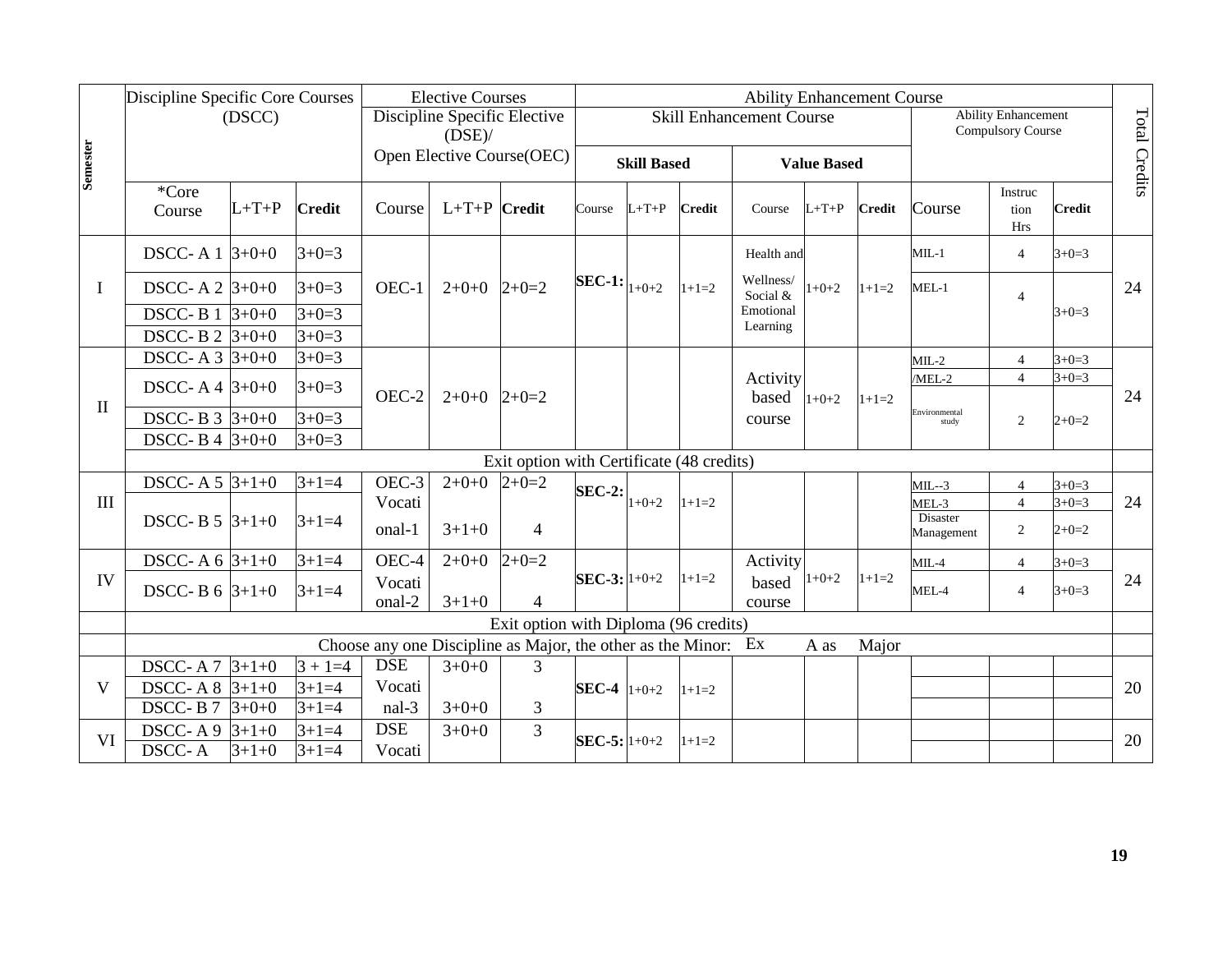| Semester | Discipline Specific Core Courses (DSCC) | | | Elective Courses Discipline Specific Elective (DSE)/ Open Elective Course(OEC) | | | Ability Enhancement Course | | | | | | | | | Total Credits |
|---|---|---|---|---|---|---|---|---|---|---|---|---|---|---|---|---|
| | | | | | | | Skill Enhancement Course | | | | | | Ability Enhancement Compulsory Course | | | |
| | | | | | | | Skill Based | | | Value Based | | | | | | |
| | *Core Course | L+T+P | Credit | Course | L+T+P | Credit | Course | L+T+P | Credit | Course | L+T+P | Credit | Course | Instruction Hrs | Credit | |
| I | DSCC- A 1 | 3+0+0 | 3+0=3 | OEC-1 | 2+0+0 | 2+0=2 | **SEC-1:** | 1+0+2 | 1+1=2 | Health and Wellness/ Social & Emotional Learning | 1+0+2 | 1+1=2 | MIL-1 | 4 | 3+0=3 | 24 |
| | DSCC- A 2 | 3+0+0 | 3+0=3 | | | | | | | | | | MEL-1 | 4 | 3+0=3 | |
| | DSCC- B 1 | 3+0+0 | 3+0=3 | | | | | | | | | | | | | |
| | DSCC- B 2 | 3+0+0 | 3+0=3 | | | | | | | | | | | | | |
| II | DSCC- A 3 | 3+0+0 | 3+0=3 | OEC-2 | 2+0+0 | 2+0=2 | | | | Activity based course | 1+0+2 | 1+1=2 | MIL-2 | 4 | 3+0=3 | 24 |
| | DSCC- A 4 | 3+0+0 | 3+0=3 | | | | | | | | | | /MEL-2 | 4 | 3+0=3 | |
| | DSCC- B 3 | 3+0+0 | 3+0=3 | | | | | | | | | | Environmental study | 2 | 2+0=2 | |
| | DSCC- B 4 | 3+0+0 | 3+0=3 | | | | | | | | | | | | | |
| | Exit option with Certificate (48 credits) | | | | | | | | | | | | | | | |
| III | DSCC- A 5 | 3+1+0 | 3+1=4 | OEC-3 | 2+0+0 | 2+0=2 | **SEC-2:** | 1+0+2 | 1+1=2 | | | | MIL--3 | 4 | 3+0=3 | 24 |
| | DSCC- B 5 | 3+1+0 | 3+1=4 | Vocational-1 | 3+1+0 | 4 | | | | | | | MEL-3 | 4 | 3+0=3 | |
| | | | | | | | | | | | | | Disaster Management | 2 | 2+0=2 | |
| IV | DSCC- A 6 | 3+1+0 | 3+1=4 | OEC-4 | 2+0+0 | 2+0=2 | **SEC-3:** | 1+0+2 | 1+1=2 | Activity based course | 1+0+2 | 1+1=2 | MIL-4 | 4 | 3+0=3 | 24 |
| | DSCC- B 6 | 3+1+0 | 3+1=4 | Vocational-2 | 3+1+0 | 4 | | | | | | | MEL-4 | 4 | 3+0=3 | |
| | Exit option with Diploma (96 credits) | | | | | | | | | | | | | | | |
| | Choose any one Discipline as Major, the other as the Minor: Ex A as Major | | | | | | | | | | | | | | | |
| V | DSCC- A 7 | 3+1+0 | 3 + 1=4 | DSE | 3+0+0 | 3 | **SEC-4** | 1+0+2 | 1+1=2 | | | | | | | 20 |
| | DSCC- A 8 | 3+1+0 | 3+1=4 | Vocatinal-3 | 3+0+0 | 3 | | | | | | | | | | |
| | DSCC- B 7 | 3+0+0 | 3+1=4 | | | | | | | | | | | | | |
| VI | DSCC- A 9 | 3+1+0 | 3+1=4 | DSE | 3+0+0 | 3 | **SEC-5:** | 1+0+2 | 1+1=2 | | | | | | | 20 |
| | DSCC- A | 3+1+0 | 3+1=4 | Vocati | | | | | | | | | | | | |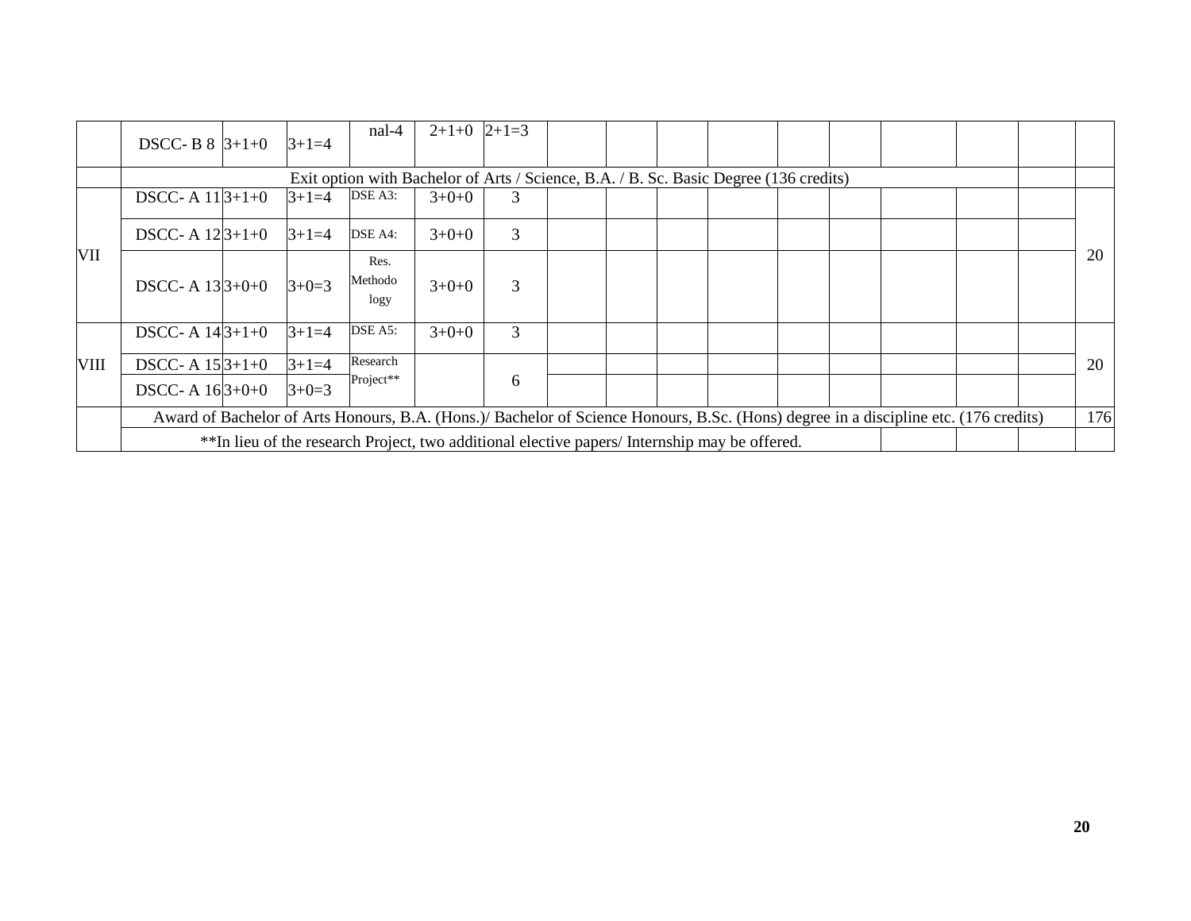| | | | | | | | | | | | | | | | | | |
|---|---|---|---|---|---|---|---|---|---|---|---|---|---|---|---|---|---|
| | DSCC- B 8 | 3+1+0 | 3+1=4 | nal-4 | 2+1+0 | 2+1=3 | | | | | | | | | | | |
| | Exit option with Bachelor of Arts / Science, B.A. / B. Sc. Basic Degree (136 credits) | | | | | | | | | | | | | | | | |
| VII | DSCC- A 11 | 3+1+0 | 3+1=4 | DSE A3: | 3+0+0 | 3 | | | | | | | | | | | 20 |
| | DSCC- A 12 | 3+1+0 | 3+1=4 | DSE A4: | 3+0+0 | 3 | | | | | | | | | | | |
| | DSCC- A 13 | 3+0+0 | 3+0=3 | Res. Methodology | 3+0+0 | 3 | | | | | | | | | | | |
| VIII | DSCC- A 14 | 3+1+0 | 3+1=4 | DSE A5: | 3+0+0 | 3 | | | | | | | | | | | 20 |
| | DSCC- A 15 | 3+1+0 | 3+1=4 | Research Project** | | 6 | | | | | | | | | | | |
| | DSCC- A 16 | 3+0+0 | 3+0=3 | | | | | | | | | | | | | | |
| | Award of Bachelor of Arts Honours, B.A. (Hons.)/ Bachelor of Science Honours, B.Sc. (Hons) degree in a discipline etc. (176 credits) | | | | | | | | | | | | | | | | 176 |
| | **In lieu of the research Project, two additional elective papers/ Internship may be offered. | | | | | | | | | | | | | | | | |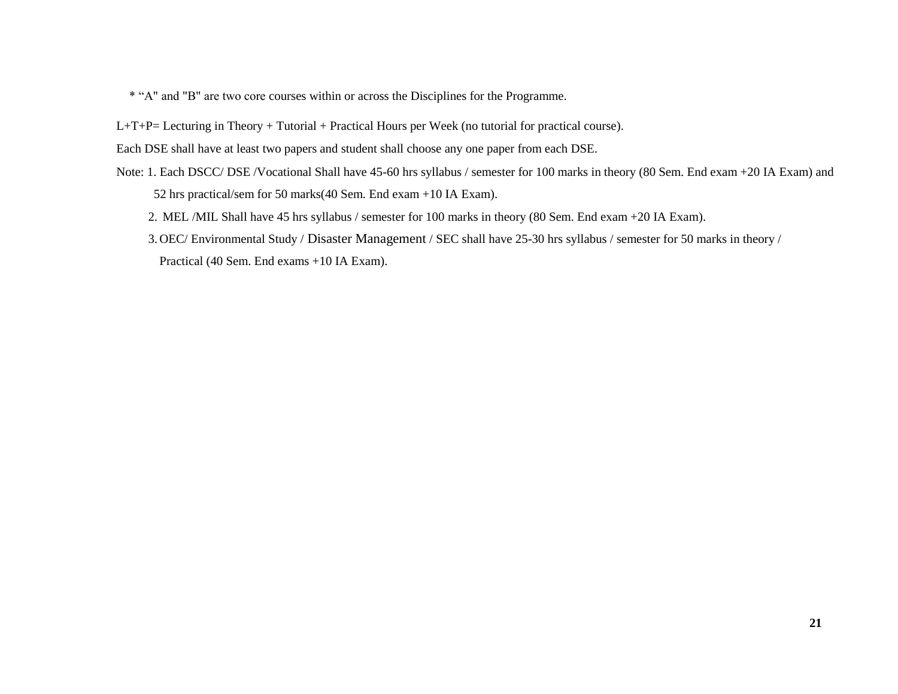* “A" and "B" are two core courses within or across the Disciplines for the Programme.

L+T+P= Lecturing in Theory + Tutorial + Practical Hours per Week (no tutorial for practical course).

Each DSE shall have at least two papers and student shall choose any one paper from each DSE.

Note: 1. Each DSCC/ DSE /Vocational Shall have 45-60 hrs syllabus / semester for 100 marks in theory (80 Sem. End exam +20 IA Exam) and 52 hrs practical/sem for 50 marks(40 Sem. End exam +10 IA Exam).

2. MEL /MIL Shall have 45 hrs syllabus / semester for 100 marks in theory (80 Sem. End exam +20 IA Exam).

3. OEC/ Environmental Study / Disaster Management / SEC shall have 25-30 hrs syllabus / semester for 50 marks in theory / Practical (40 Sem. End exams +10 IA Exam).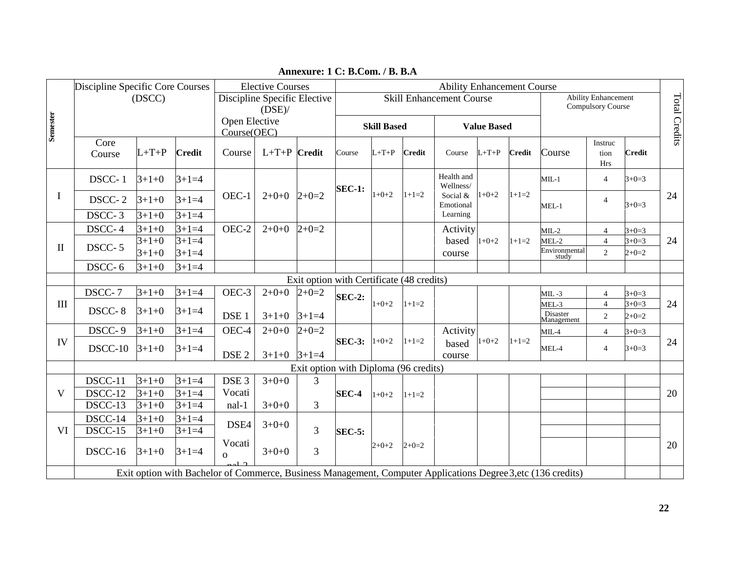**Annexure: 1 C: B.Com. / B. B.A**

| Semester | Discipline Specific Core Courses (DSCC) | | | Elective Courses Discipline Specific Elective (DSE)/ Open Elective Course(OEC) | | | Ability Enhancement Course Skill Enhancement Course Skill Based | | | Value Based | | | Ability Enhancement Compulsory Course | | | Total Credits |
|---|---|---|---|---|---|---|---|---|---|---|---|---|---|---|---|---|
| | Core Course | L+T+P | **Credit** | Course | L+T+P | **Credit** | Course | L+T+P | **Credit** | Course | L+T+P | **Credit** | Course | Instruction Hrs | **Credit** | |
| I | DSCC- 1 | 3+1+0 | 3+1=4 | OEC-1 | 2+0+0 | 2+0=2 | **SEC-1:** | 1+0+2 | 1+1=2 | Health and Wellness/ Social & Emotional Learning | 1+0+2 | 1+1=2 | MIL-1 | 4 | 3+0=3 | 24 |
| | DSCC- 2 | 3+1+0 | 3+1=4 | | | | | | | | | | MEL-1 | 4 | 3+0=3 | |
| | DSCC- 3 | 3+1+0 | 3+1=4 | | | | | | | | | | | | | |
| II | DSCC- 4 | 3+1+0 | 3+1=4 | OEC-2 | 2+0+0 | 2+0=2 | | | | Activity based course | 1+0+2 | 1+1=2 | MIL-2 | 4 | 3+0=3 | 24 |
| | DSCC- 5 | 3+1+0 | 3+1=4 | | | | | | | | | | MEL-2 | 4 | 3+0=3 | |
| | | 3+1+0 | 3+1=4 | | | | | | | | | | Environmental study | 2 | 2+0=2 | |
| | DSCC- 6 | 3+1+0 | 3+1=4 | | | | | | | | | | | | | |
| | Exit option with Certificate (48 credits) | | | | | | | | | | | | | | | |
| III | DSCC- 7 | 3+1+0 | 3+1=4 | OEC-3 | 2+0+0 | 2+0=2 | **SEC-2:** | 1+0+2 | 1+1=2 | | | | MIL -3 | 4 | 3+0=3 | 24 |
| | DSCC- 8 | 3+1+0 | 3+1=4 | DSE 1 | 3+1+0 | 3+1=4 | | | | | | | MEL-3 | 4 | 3+0=3 | |
| | | | | | | | | | | | | | Disaster Management | 2 | 2+0=2 | |
| IV | DSCC- 9 | 3+1+0 | 3+1=4 | OEC-4 | 2+0+0 | 2+0=2 | **SEC-3:** | 1+0+2 | 1+1=2 | Activity based course | 1+0+2 | 1+1=2 | MIL-4 | 4 | 3+0=3 | 24 |
| | DSCC-10 | 3+1+0 | 3+1=4 | DSE 2 | 3+1+0 | 3+1=4 | | | | | | | MEL-4 | 4 | 3+0=3 | |
| | Exit option with Diploma (96 credits) | | | | | | | | | | | | | | | |
| V | DSCC-11 | 3+1+0 | 3+1=4 | DSE 3 | 3+0+0 | 3 | **SEC-4** | 1+0+2 | 1+1=2 | | | | | | | 20 |
| | DSCC-12 | 3+1+0 | 3+1=4 | Vocational-1 | 3+0+0 | 3 | | | | | | | | | | |
| | DSCC-13 | 3+1+0 | 3+1=4 | | | | | | | | | | | | | |
| VI | DSCC-14 | 3+1+0 | 3+1=4 | DSE4 | 3+0+0 | 3 | **SEC-5:** | 2+0+2 | 2+0=2 | | | | | | | 20 |
| | DSCC-15 | 3+1+0 | 3+1=4 | | | | | | | | | | | | | |
| | DSCC-16 | 3+1+0 | 3+1=4 | Vocational-2 | 3+0+0 | 3 | | | | | | | | | | |
| | Exit option with Bachelor of Commerce, Business Management, Computer Applications Degree3,etc (136 credits) | | | | | | | | | | | | | | | |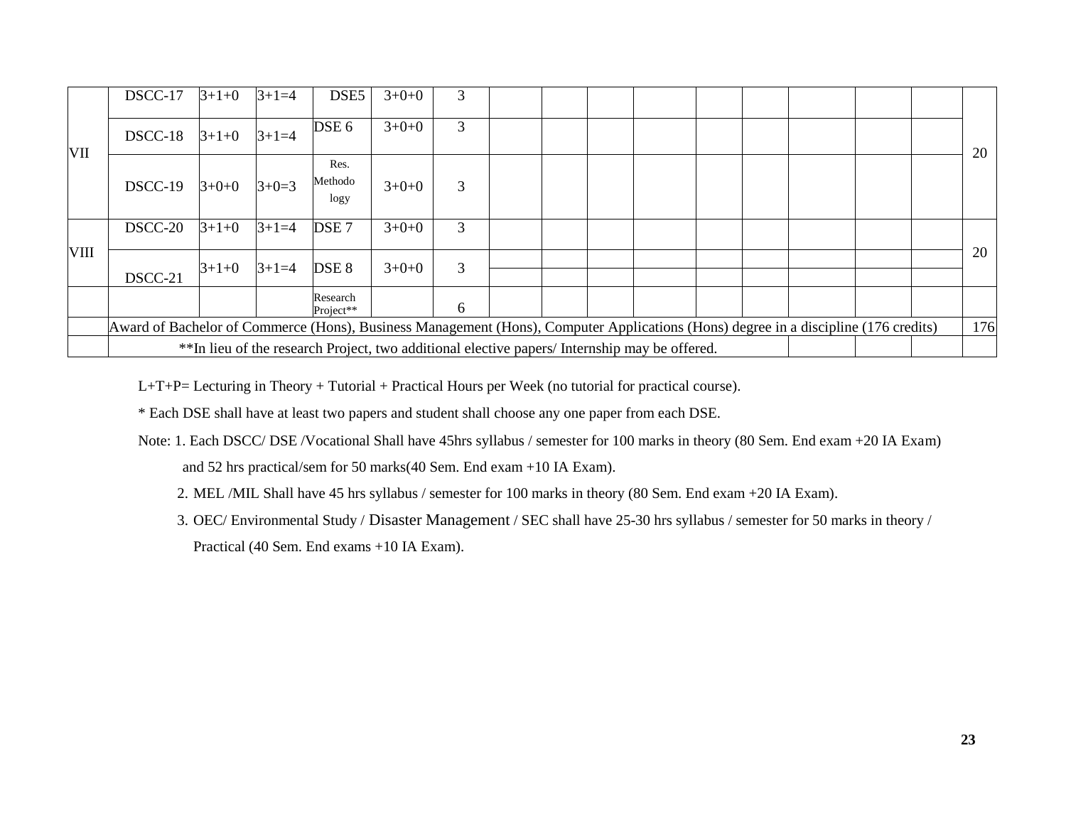| | | | | | | | | | | | | | | | | |
|---|---|---|---|---|---|---|---|---|---|---|---|---|---|---|---|---|
| VII | DSCC-17 | 3+1+0 | 3+1=4 | DSE5 | 3+0+0 | 3 | | | | | | | | | | 20 |
| | DSCC-18 | 3+1+0 | 3+1=4 | DSE 6 | 3+0+0 | 3 | | | | | | | | | | |
| | DSCC-19 | 3+0+0 | 3+0=3 | Res. Methodology | 3+0+0 | 3 | | | | | | | | | | |
| VIII | DSCC-20 | 3+1+0 | 3+1=4 | DSE 7 | 3+0+0 | 3 | | | | | | | | | | 20 |
| | DSCC-21 | 3+1+0 | 3+1=4 | DSE 8 | 3+0+0 | 3 | | | | | | | | | | |
| | | | | Research Project** | | 6 | | | | | | | | | | |
| | Award of Bachelor of Commerce (Hons), Business Management (Hons), Computer Applications (Hons) degree in a discipline (176 credits) | | | | | | | | | | | | | | | 176 |
| | **In lieu of the research Project, two additional elective papers/ Internship may be offered. | | | | | | | | | | | | | | | |

L+T+P= Lecturing in Theory + Tutorial + Practical Hours per Week (no tutorial for practical course).

* Each DSE shall have at least two papers and student shall choose any one paper from each DSE.

Note: 1. Each DSCC/ DSE /Vocational Shall have 45hrs syllabus / semester for 100 marks in theory (80 Sem. End exam +20 IA Exam) and 52 hrs practical/sem for 50 marks(40 Sem. End exam +10 IA Exam).

2. MEL /MIL Shall have 45 hrs syllabus / semester for 100 marks in theory (80 Sem. End exam +20 IA Exam).

3. OEC/ Environmental Study / Disaster Management / SEC shall have 25-30 hrs syllabus / semester for 50 marks in theory / Practical (40 Sem. End exams +10 IA Exam).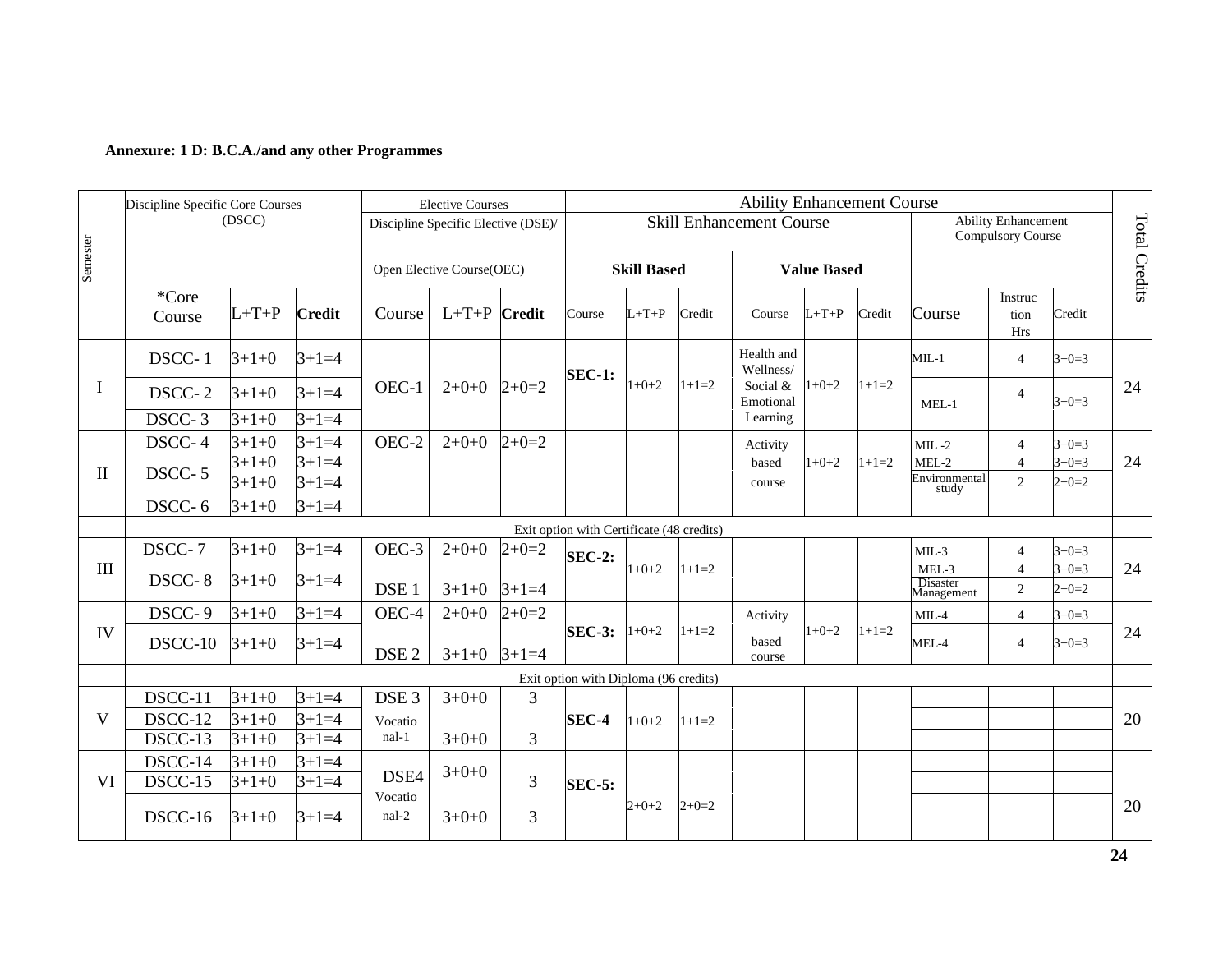**Annexure: 1 D: B.C.A./and any other Programmes**

| Semester | Discipline Specific Core Courses (DSCC) | | | Elective Courses Discipline Specific Elective (DSE)/ Open Elective Course(OEC) | | | Ability Enhancement Course | | | | | | | | | Total Credits |
|---|---|---|---|---|---|---|---|---|---|---|---|---|---|---|---|---|
| | | | | | | | Skill Enhancement Course | | | | | | Ability Enhancement Compulsory Course | | | |
| | | | | | | | Skill Based | | | Value Based | | | | | | |
| | *Core Course | L+T+P | **Credit** | Course | L+T+P | **Credit** | Course | L+T+P | Credit | Course | L+T+P | Credit | Course | Instruction Hrs | Credit | |
| I | DSCC- 1 | 3+1+0 | 3+1=4 | OEC-1 | 2+0+0 | 2+0=2 | **SEC-1:** | 1+0+2 | 1+1=2 | Health and Wellness/ Social & Emotional Learning | 1+0+2 | 1+1=2 | MIL-1 | 4 | 3+0=3 | 24 |
| | DSCC- 2 | 3+1+0 | 3+1=4 | | | | | | | | | | MEL-1 | 4 | 3+0=3 | |
| | DSCC- 3 | 3+1+0 | 3+1=4 | | | | | | | | | | | | | |
| II | DSCC- 4 | 3+1+0 | 3+1=4 | OEC-2 | 2+0+0 | 2+0=2 | | | | Activity based course | 1+0+2 | 1+1=2 | MIL -2 | 4 | 3+0=3 | 24 |
| | DSCC- 5 | 3+1+0 | 3+1=4 | | | | | | | | | | MEL-2 | 4 | 3+0=3 | |
| | | 3+1+0 | 3+1=4 | | | | | | | | | | Environmental study | 2 | 2+0=2 | |
| | DSCC- 6 | 3+1+0 | 3+1=4 | | | | | | | | | | | | | |
| | Exit option with Certificate (48 credits) | | | | | | | | | | | | | | | |
| III | DSCC- 7 | 3+1+0 | 3+1=4 | OEC-3 | 2+0+0 | 2+0=2 | **SEC-2:** | 1+0+2 | 1+1=2 | | | | MIL-3 | 4 | 3+0=3 | 24 |
| | DSCC- 8 | 3+1+0 | 3+1=4 | | | | | | | | | | MEL-3 | 4 | 3+0=3 | |
| | | | | DSE 1 | 3+1+0 | 3+1=4 | | | | | | | Disaster Management | 2 | 2+0=2 | |
| IV | DSCC- 9 | 3+1+0 | 3+1=4 | OEC-4 | 2+0+0 | 2+0=2 | **SEC-3:** | 1+0+2 | 1+1=2 | Activity based course | 1+0+2 | 1+1=2 | MIL-4 | 4 | 3+0=3 | 24 |
| | DSCC-10 | 3+1+0 | 3+1=4 | DSE 2 | 3+1+0 | 3+1=4 | | | | | | | MEL-4 | 4 | 3+0=3 | |
| | Exit option with Diploma (96 credits) | | | | | | | | | | | | | | | |
| V | DSCC-11 | 3+1+0 | 3+1=4 | DSE 3 | 3+0+0 | 3 | **SEC-4** | 1+0+2 | 1+1=2 | | | | | | | 20 |
| | DSCC-12 | 3+1+0 | 3+1=4 | Vocational-1 | 3+0+0 | 3 | | | | | | | | | | |
| | DSCC-13 | 3+1+0 | 3+1=4 | | | | | | | | | | | | | |
| VI | DSCC-14 | 3+1+0 | 3+1=4 | DSE4 | 3+0+0 | 3 | **SEC-5:** | 2+0+2 | 2+0=2 | | | | | | | 20 |
| | DSCC-15 | 3+1+0 | 3+1=4 | | | | | | | | | | | | | |
| | DSCC-16 | 3+1+0 | 3+1=4 | Vocational-2 | 3+0+0 | 3 | | | | | | | | | | |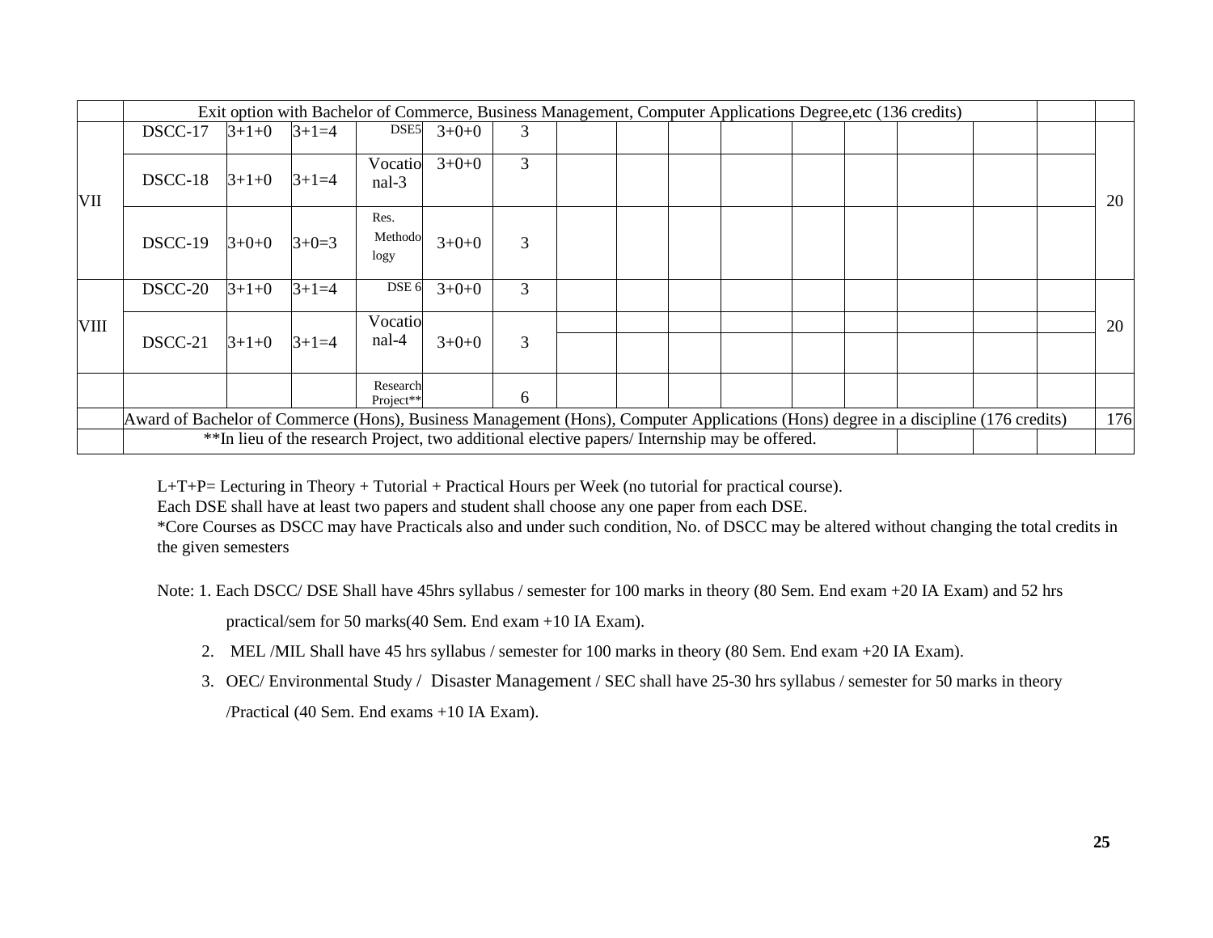| | | | | | | | | | | | | | | | | |
|---|---|---|---|---|---|---|---|---|---|---|---|---|---|---|---|---|
| | Exit option with Bachelor of Commerce, Business Management, Computer Applications Degree,etc (136 credits) | | | | | | | | | | | | | | | |
| VII | DSCC-17 | 3+1+0 | 3+1=4 | DSE5 | 3+0+0 | 3 | | | | | | | | | | 20 |
| | DSCC-18 | 3+1+0 | 3+1=4 | Vocational-3 | 3+0+0 | 3 | | | | | | | | | | |
| | DSCC-19 | 3+0+0 | 3+0=3 | Res. Methodology | 3+0+0 | 3 | | | | | | | | | | |
| VIII | DSCC-20 | 3+1+0 | 3+1=4 | DSE 6 | 3+0+0 | 3 | | | | | | | | | | 20 |
| | DSCC-21 | 3+1+0 | 3+1=4 | Vocational-4 | 3+0+0 | 3 | | | | | | | | | | |
| | | | | Research Project** | | 6 | | | | | | | | | | |
| | Award of Bachelor of Commerce (Hons), Business Management (Hons), Computer Applications (Hons) degree in a discipline (176 credits) | | | | | | | | | | | | | | | 176 |
| | **In lieu of the research Project, two additional elective papers/ Internship may be offered. | | | | | | | | | | | | | | | |

L+T+P= Lecturing in Theory + Tutorial + Practical Hours per Week (no tutorial for practical course).

Each DSE shall have at least two papers and student shall choose any one paper from each DSE.

*Core Courses as DSCC may have Practicals also and under such condition, No. of DSCC may be altered without changing the total credits in the given semesters

Note: 1. Each DSCC/ DSE Shall have 45hrs syllabus / semester for 100 marks in theory (80 Sem. End exam +20 IA Exam) and 52 hrs practical/sem for 50 marks(40 Sem. End exam +10 IA Exam).

2. MEL /MIL Shall have 45 hrs syllabus / semester for 100 marks in theory (80 Sem. End exam +20 IA Exam).

3. OEC/ Environmental Study / Disaster Management / SEC shall have 25-30 hrs syllabus / semester for 50 marks in theory /Practical (40 Sem. End exams +10 IA Exam).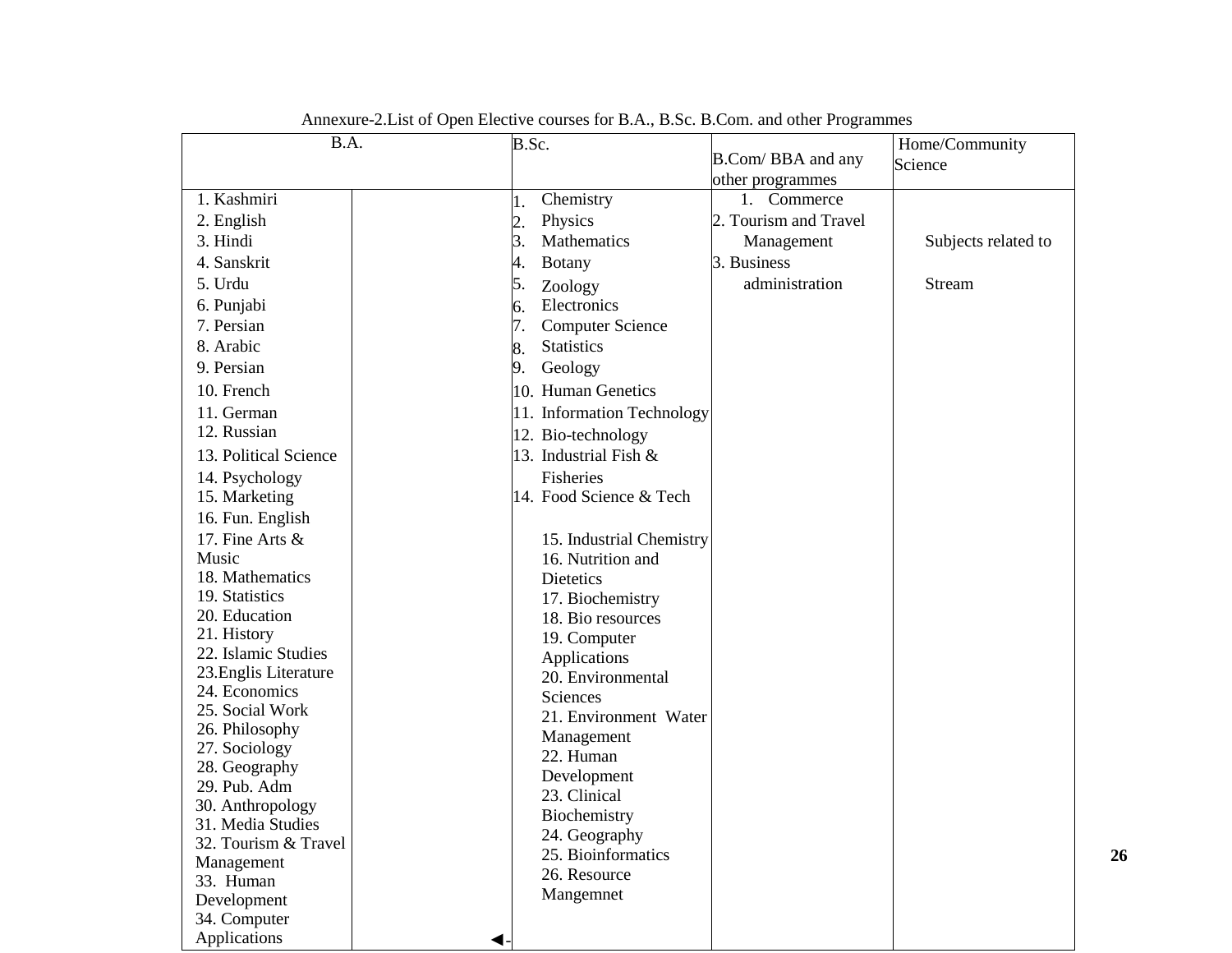Annexure-2.List of Open Elective courses for B.A., B.Sc. B.Com. and other Programmes

| B.A. | B.Sc. | B.Com/ BBA and any other programmes | Home/Community Science |
|---|---|---|---|
| 1. Kashmiri | 1. Chemistry | 1. Commerce | Subjects related to Stream |
| 2. English | 2. Physics | 2. Tourism and Travel Management | |
| 3. Hindi | 3. Mathematics | 3. Business administration | |
| 4. Sanskrit | 4. Botany | | |
| 5. Urdu | 5. Zoology | | |
| 6. Punjabi | 6. Electronics | | |
| 7. Persian | 7. Computer Science | | |
| 8. Arabic | 8. Statistics | | |
| 9. Persian | 9. Geology | | |
| 10. French | 10. Human Genetics | | |
| 11. German | 11. Information Technology | | |
| 12. Russian | 12. Bio-technology | | |
| 13. Political Science | 13. Industrial Fish & Fisheries | | |
| 14. Psychology | 14. Food Science & Tech | | |
| 15. Marketing | 15. Industrial Chemistry | | |
| 16. Fun. English | 16. Nutrition and Dietetics | | |
| 17. Fine Arts & Music | 17. Biochemistry | | |
| 18. Mathematics | 18. Bio resources | | |
| 19. Statistics | 19. Computer Applications | | |
| 20. Education | 20. Environmental Sciences | | |
| 21. History | 21. Environment Water Management | | |
| 22. Islamic Studies | 22. Human Development | | |
| 23.Englis Literature | 23. Clinical Biochemistry | | |
| 24. Economics | 24. Geography | | |
| 25. Social Work | 25. Bioinformatics | | |
| 26. Philosophy | 26. Resource Mangemnet | | |
| 27. Sociology | | | |
| 28. Geography | | | |
| 29. Pub. Adm | | | |
| 30. Anthropology | | | |
| 31. Media Studies | | | |
| 32. Tourism & Travel Management | | | |
| 33. Human Development | | | |
| 34. Computer Applications | | | |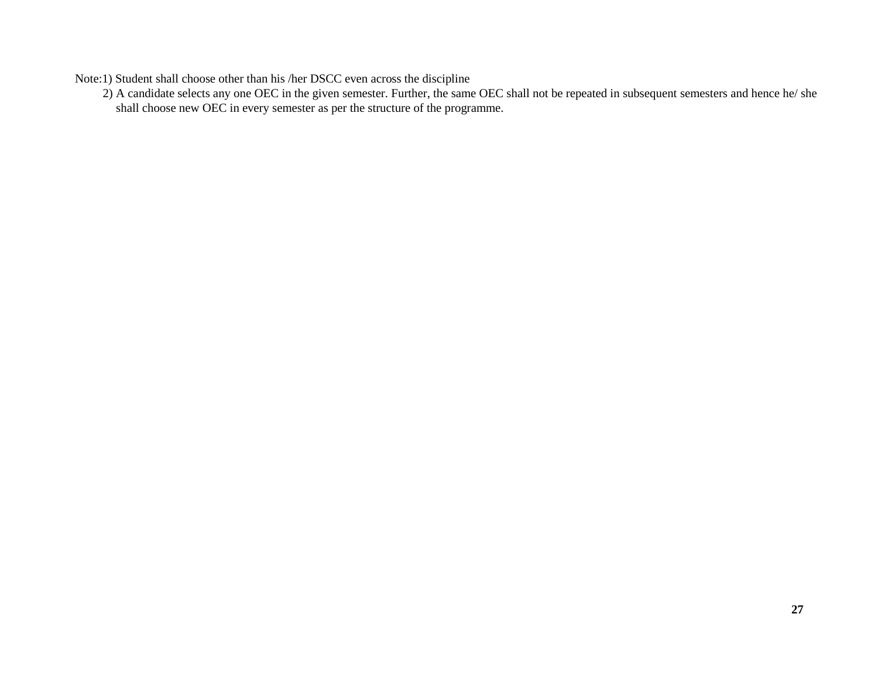Note:

1) Student shall choose other than his /her DSCC even across the discipline
2) A candidate selects any one OEC in the given semester. Further, the same OEC shall not be repeated in subsequent semesters and hence he/ she shall choose new OEC in every semester as per the structure of the programme.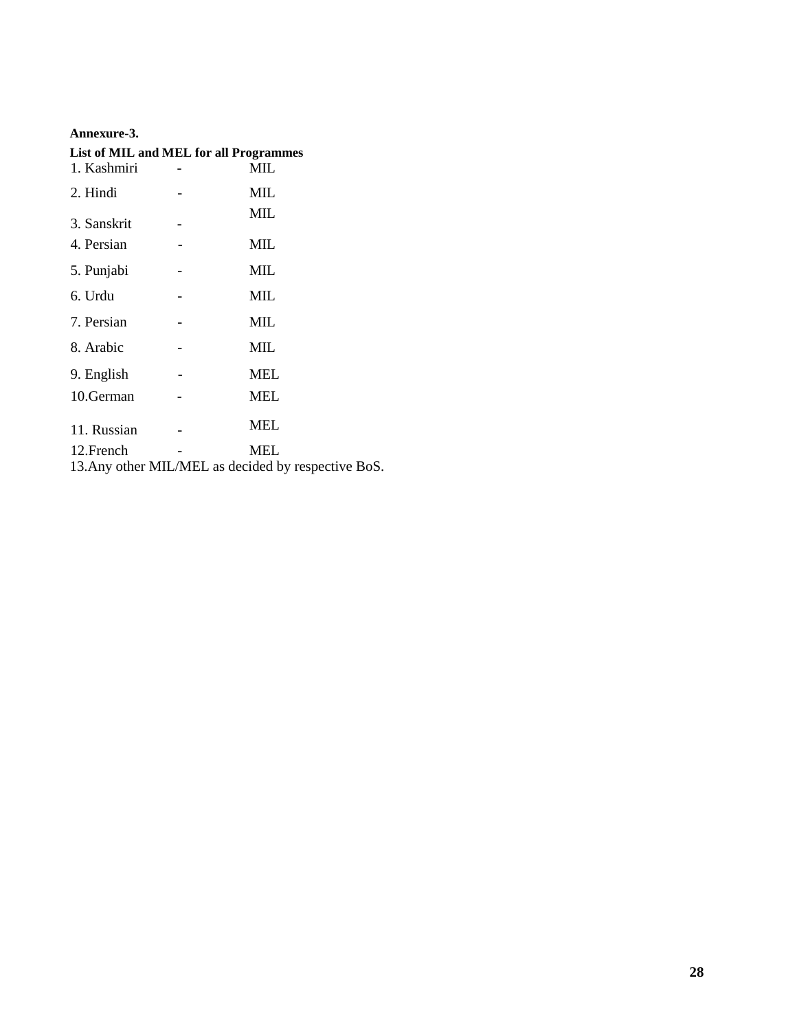**Annexure-3.**

**List of MIL and MEL for all Programmes**

| Language | | Type |
|---|---|---|
| 1. Kashmiri | - | MIL |
| 2. Hindi | - | MIL |
| 3. Sanskrit | - | MIL |
| 4. Persian | - | MIL |
| 5. Punjabi | - | MIL |
| 6. Urdu | - | MIL |
| 7. Persian | - | MIL |
| 8. Arabic | - | MIL |
| 9. English | - | MEL |
| 10.German | - | MEL |
| 11. Russian | - | MEL |
| 12.French | - | MEL |

13.Any other MIL/MEL as decided by respective BoS.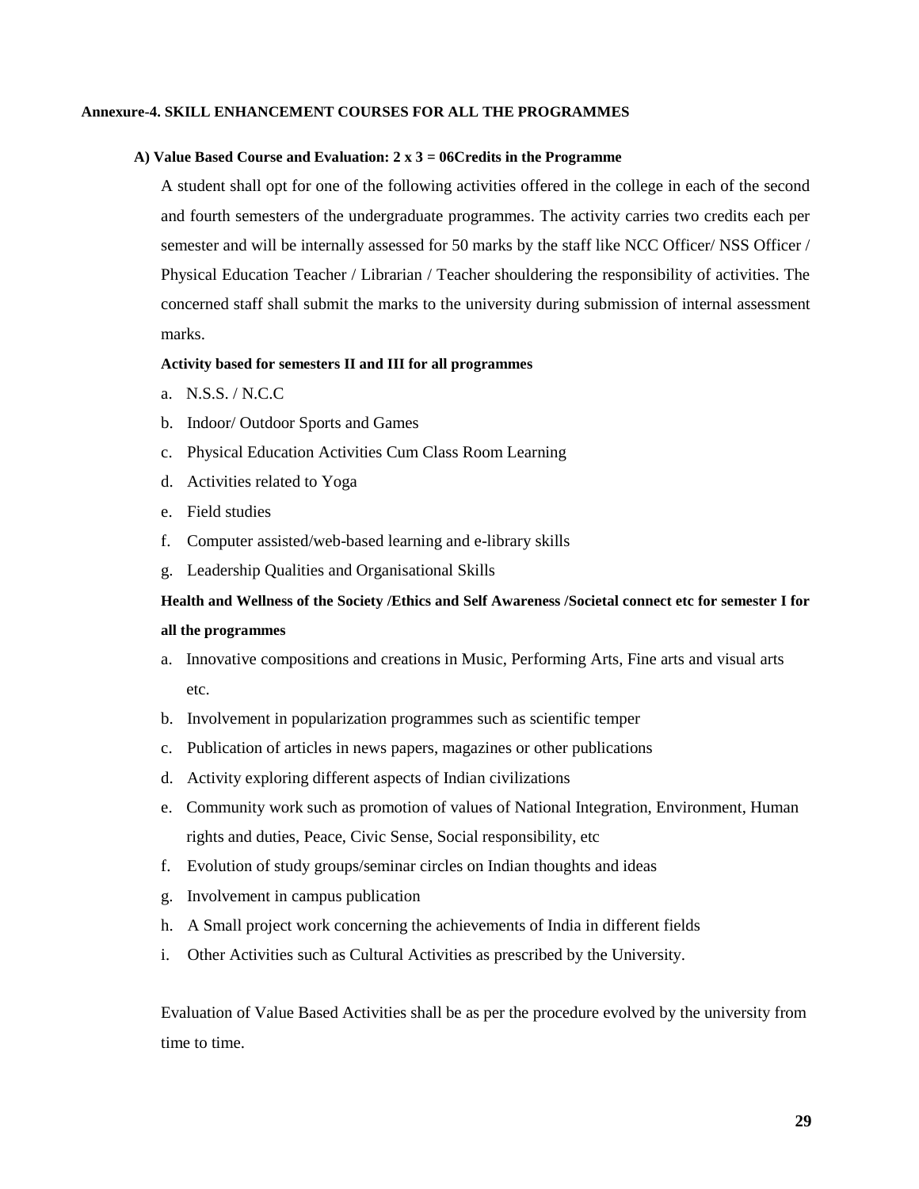**Annexure-4. SKILL ENHANCEMENT COURSES FOR ALL THE PROGRAMMES**

**A) Value Based Course and Evaluation: 2 x 3 = 06Credits in the Programme**

A student shall opt for one of the following activities offered in the college in each of the second and fourth semesters of the undergraduate programmes. The activity carries two credits each per semester and will be internally assessed for 50 marks by the staff like NCC Officer/ NSS Officer / Physical Education Teacher / Librarian / Teacher shouldering the responsibility of activities. The concerned staff shall submit the marks to the university during submission of internal assessment marks.

**Activity based for semesters II and III for all programmes**

a. N.S.S. / N.C.C
b. Indoor/ Outdoor Sports and Games
c. Physical Education Activities Cum Class Room Learning
d. Activities related to Yoga
e. Field studies
f. Computer assisted/web-based learning and e-library skills
g. Leadership Qualities and Organisational Skills

**Health and Wellness of the Society /Ethics and Self Awareness /Societal connect etc for semester I for all the programmes**

a. Innovative compositions and creations in Music, Performing Arts, Fine arts and visual arts etc.
b. Involvement in popularization programmes such as scientific temper
c. Publication of articles in news papers, magazines or other publications
d. Activity exploring different aspects of Indian civilizations
e. Community work such as promotion of values of National Integration, Environment, Human rights and duties, Peace, Civic Sense, Social responsibility, etc
f. Evolution of study groups/seminar circles on Indian thoughts and ideas
g. Involvement in campus publication
h. A Small project work concerning the achievements of India in different fields
i. Other Activities such as Cultural Activities as prescribed by the University.

Evaluation of Value Based Activities shall be as per the procedure evolved by the university from time to time.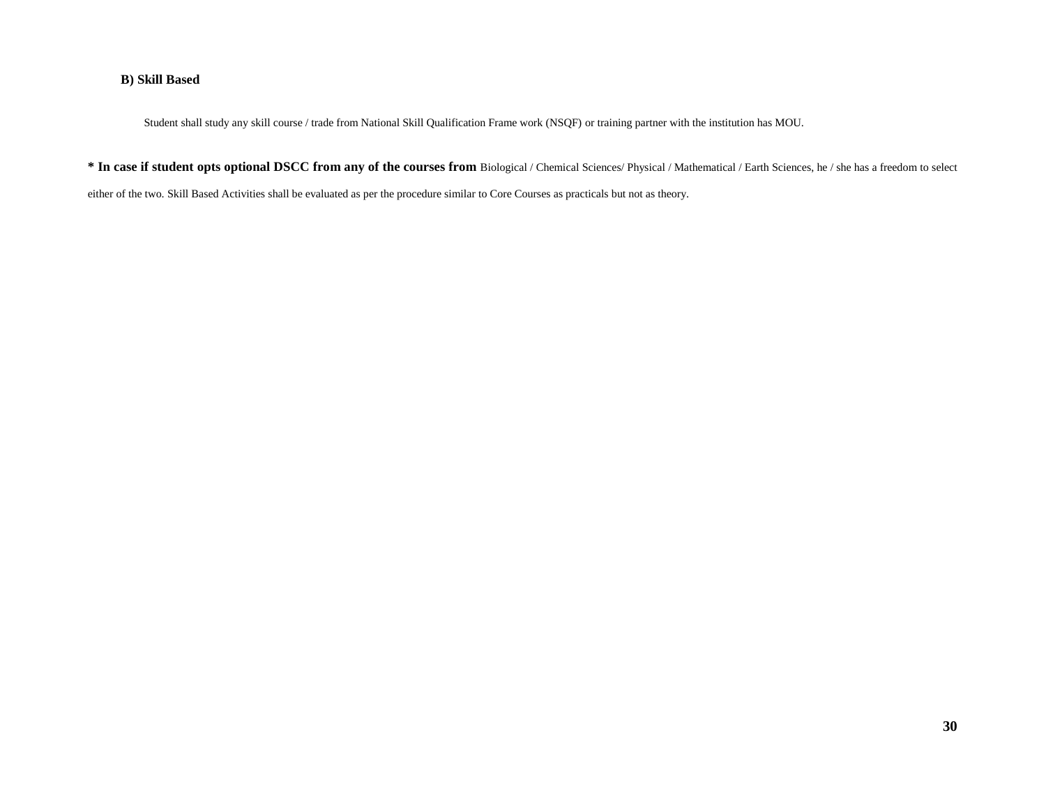**B) Skill Based**

Student shall study any skill course / trade from National Skill Qualification Frame work (NSQF) or training partner with the institution has MOU.

**\* In case if student opts optional DSCC from any of the courses from** Biological / Chemical Sciences/ Physical / Mathematical / Earth Sciences, he / she has a freedom to select either of the two. Skill Based Activities shall be evaluated as per the procedure similar to Core Courses as practicals but not as theory.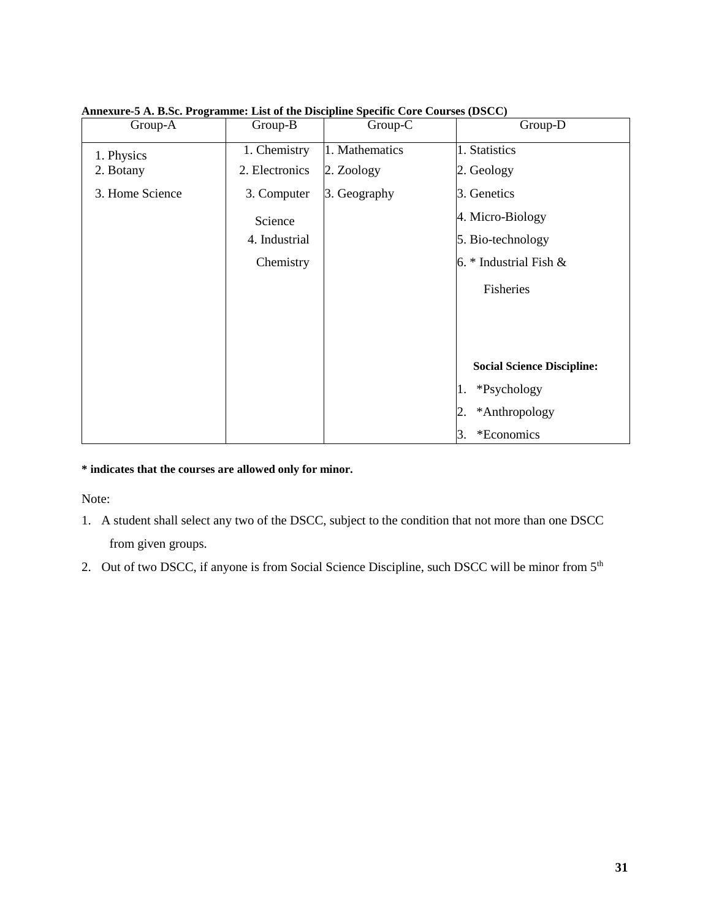**Annexure-5 A. B.Sc. Programme: List of the Discipline Specific Core Courses (DSCC)**

| Group-A | Group-B | Group-C | Group-D |
|---|---|---|---|
| 1. Physics | 1. Chemistry | 1. Mathematics | 1. Statistics |
| 2. Botany | 2. Electronics | 2. Zoology | 2. Geology |
| 3. Home Science | 3. Computer Science | 3. Geography | 3. Genetics |
| | 4. Industrial Chemistry | | 4. Micro-Biology |
| | | | 5. Bio-technology |
| | | | 6. * Industrial Fish & Fisheries |
| | | | **Social Science Discipline:** |
| | | | 1. *Psychology |
| | | | 2. *Anthropology |
| | | | 3. *Economics |

**\* indicates that the courses are allowed only for minor.**

Note:

1. A student shall select any two of the DSCC, subject to the condition that not more than one DSCC from given groups.
2. Out of two DSCC, if anyone is from Social Science Discipline, such DSCC will be minor from 5th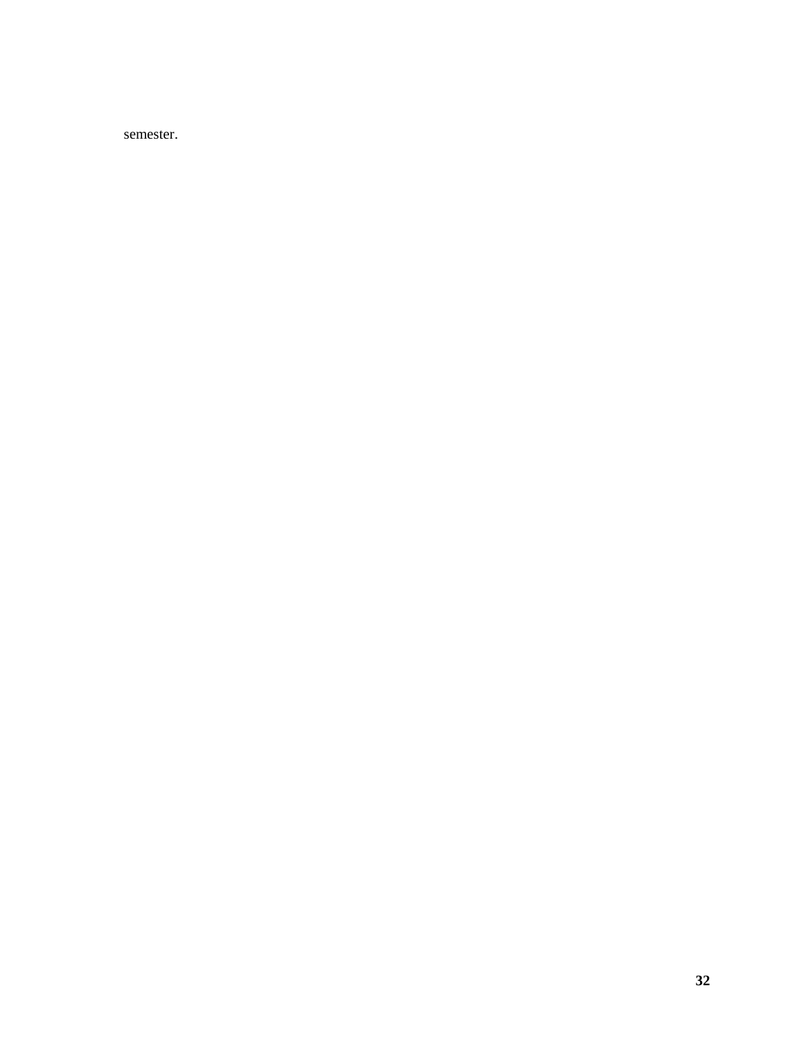semester.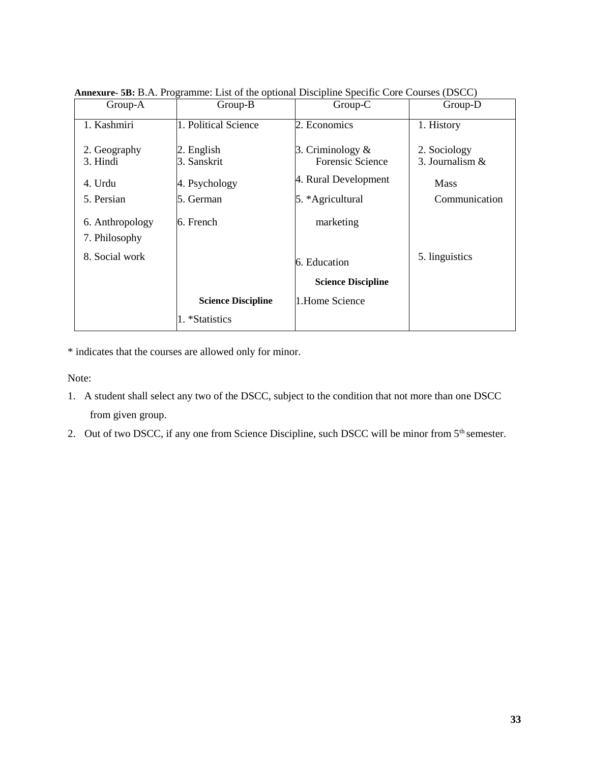**Annexure- 5B:** B.A. Programme: List of the optional Discipline Specific Core Courses (DSCC)

| Group-A | Group-B | Group-C | Group-D |
|---|---|---|---|
| 1. Kashmiri | 1. Political Science | 2. Economics | 1. History |
| 2. Geography | 2. English | 3. Criminology & Forensic Science | 2. Sociology |
| 3. Hindi | 3. Sanskrit | 4. Rural Development | 3. Journalism & Mass Communication |
| 4. Urdu | 4. Psychology | 5. *Agricultural marketing | |
| 5. Persian | 5. German | 6. Education | 5. linguistics |
| 6. Anthropology | 6. French | **Science Discipline** | |
| 7. Philosophy | **Science Discipline** | 1.Home Science | |
| 8. Social work | 1. *Statistics | | |

\* indicates that the courses are allowed only for minor.

Note:

1. A student shall select any two of the DSCC, subject to the condition that not more than one DSCC from given group.
2. Out of two DSCC, if any one from Science Discipline, such DSCC will be minor from 5th semester.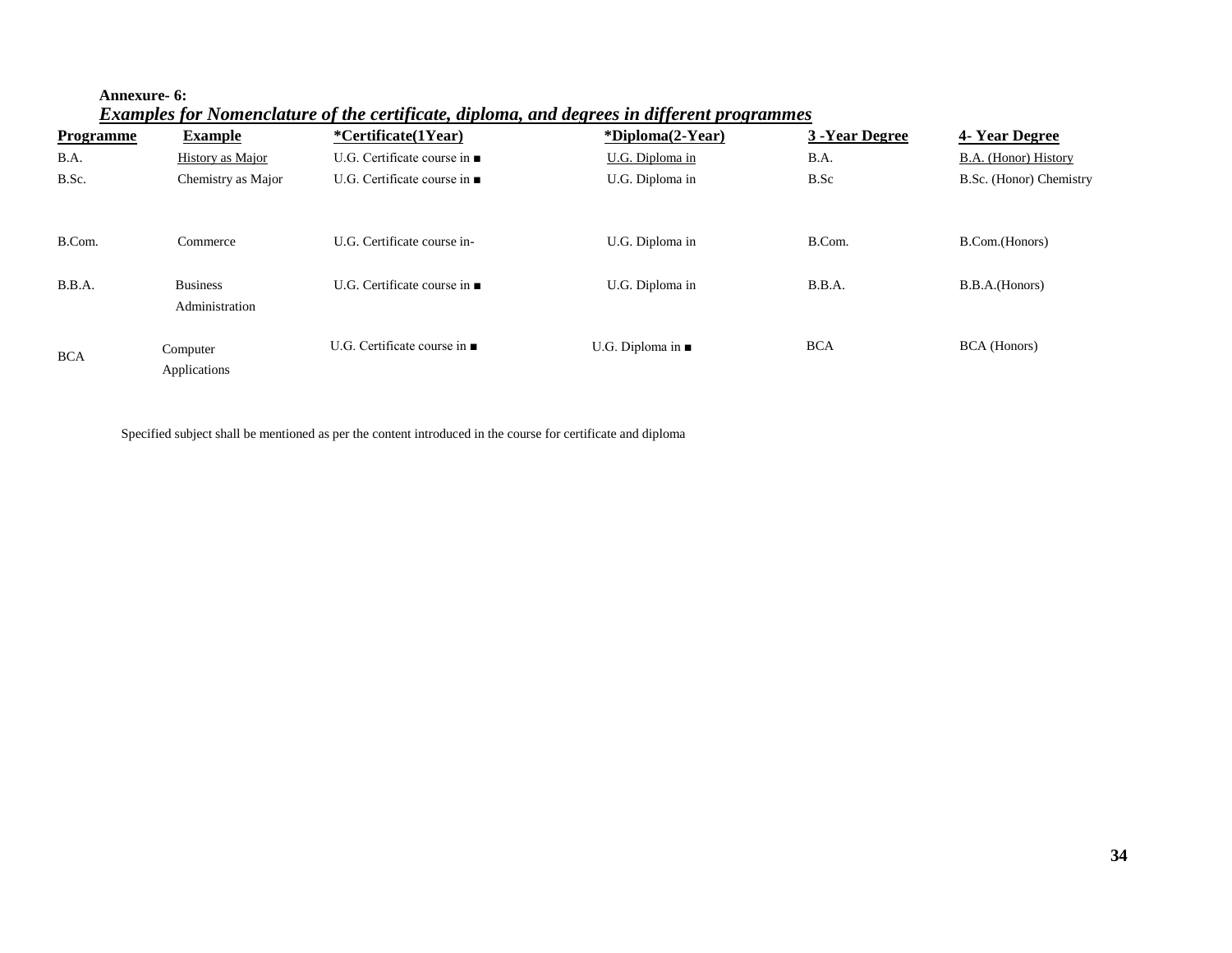**Annexure- 6:**

***Examples for Nomenclature of the certificate, diploma, and degrees in different programmes***

| Programme | Example | *Certificate(1Year) | *Diploma(2-Year) | 3 -Year Degree | 4- Year Degree |
|---|---|---|---|---|---|
| B.A. | History as Major | U.G. Certificate course in ■ | U.G. Diploma in | B.A. | B.A. (Honor) History |
| B.Sc. | Chemistry as Major | U.G. Certificate course in ■ | U.G. Diploma in | B.Sc | B.Sc. (Honor) Chemistry |
| B.Com. | Commerce | U.G. Certificate course in- | U.G. Diploma in | B.Com. | B.Com.(Honors) |
| B.B.A. | Business Administration | U.G. Certificate course in ■ | U.G. Diploma in | B.B.A. | B.B.A.(Honors) |
| BCA | Computer Applications | U.G. Certificate course in ■ | U.G. Diploma in ■ | BCA | BCA (Honors) |

Specified subject shall be mentioned as per the content introduced in the course for certificate and diploma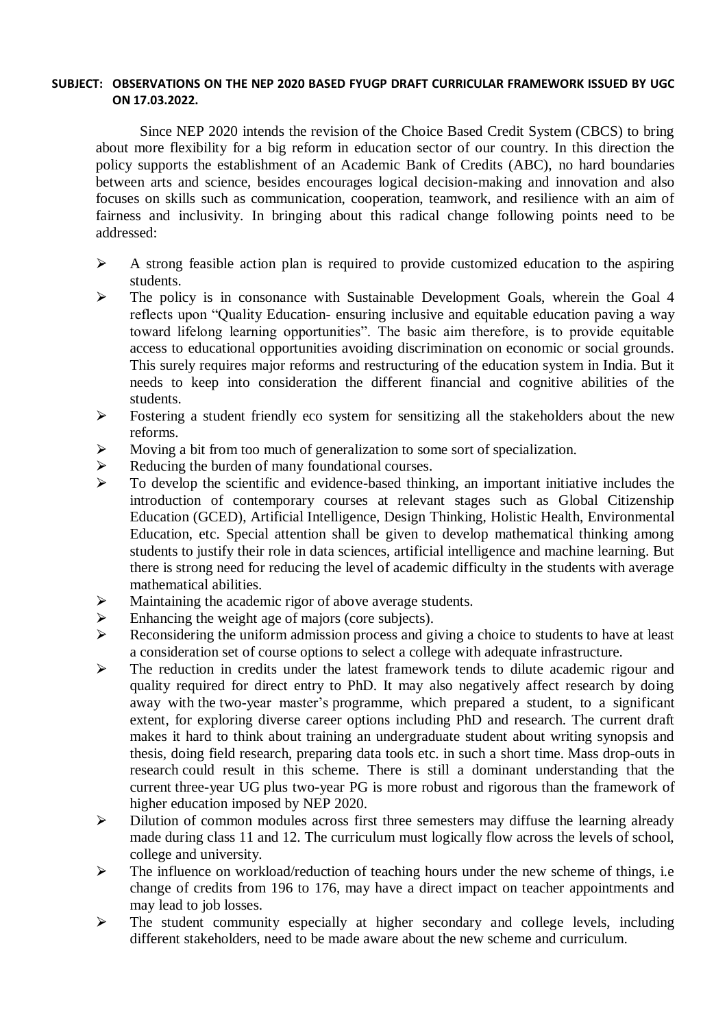**SUBJECT: OBSERVATIONS ON THE NEP 2020 BASED FYUGP DRAFT CURRICULAR FRAMEWORK ISSUED BY UGC ON 17.03.2022.**

Since NEP 2020 intends the revision of the Choice Based Credit System (CBCS) to bring about more flexibility for a big reform in education sector of our country. In this direction the policy supports the establishment of an Academic Bank of Credits (ABC), no hard boundaries between arts and science, besides encourages logical decision-making and innovation and also focuses on skills such as communication, cooperation, teamwork, and resilience with an aim of fairness and inclusivity. In bringing about this radical change following points need to be addressed:

- A strong feasible action plan is required to provide customized education to the aspiring students.
- The policy is in consonance with Sustainable Development Goals, wherein the Goal 4 reflects upon "Quality Education- ensuring inclusive and equitable education paving a way toward lifelong learning opportunities". The basic aim therefore, is to provide equitable access to educational opportunities avoiding discrimination on economic or social grounds. This surely requires major reforms and restructuring of the education system in India. But it needs to keep into consideration the different financial and cognitive abilities of the students.
- Fostering a student friendly eco system for sensitizing all the stakeholders about the new reforms.
- Moving a bit from too much of generalization to some sort of specialization.
- Reducing the burden of many foundational courses.
- To develop the scientific and evidence-based thinking, an important initiative includes the introduction of contemporary courses at relevant stages such as Global Citizenship Education (GCED), Artificial Intelligence, Design Thinking, Holistic Health, Environmental Education, etc. Special attention shall be given to develop mathematical thinking among students to justify their role in data sciences, artificial intelligence and machine learning. But there is strong need for reducing the level of academic difficulty in the students with average mathematical abilities.
- Maintaining the academic rigor of above average students.
- Enhancing the weight age of majors (core subjects).
- Reconsidering the uniform admission process and giving a choice to students to have at least a consideration set of course options to select a college with adequate infrastructure.
- The reduction in credits under the latest framework tends to dilute academic rigour and quality required for direct entry to PhD. It may also negatively affect research by doing away with the two-year master's programme, which prepared a student, to a significant extent, for exploring diverse career options including PhD and research. The current draft makes it hard to think about training an undergraduate student about writing synopsis and thesis, doing field research, preparing data tools etc. in such a short time. Mass drop-outs in research could result in this scheme. There is still a dominant understanding that the current three-year UG plus two-year PG is more robust and rigorous than the framework of higher education imposed by NEP 2020.
- Dilution of common modules across first three semesters may diffuse the learning already made during class 11 and 12. The curriculum must logically flow across the levels of school, college and university.
- The influence on workload/reduction of teaching hours under the new scheme of things, i.e change of credits from 196 to 176, may have a direct impact on teacher appointments and may lead to job losses.
- The student community especially at higher secondary and college levels, including different stakeholders, need to be made aware about the new scheme and curriculum.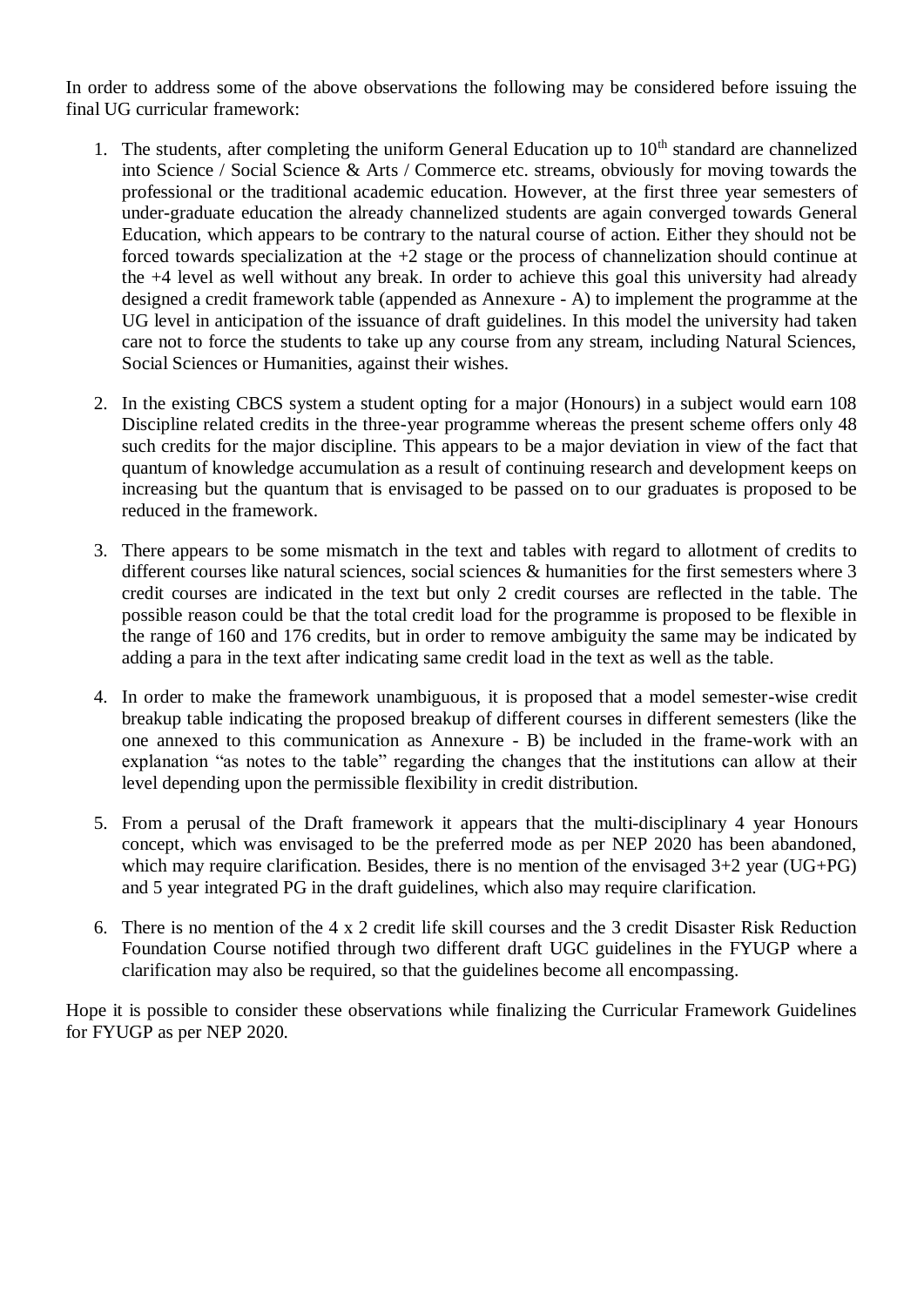In order to address some of the above observations the following may be considered before issuing the final UG curricular framework:

1. The students, after completing the uniform General Education up to 10th standard are channelized into Science / Social Science & Arts / Commerce etc. streams, obviously for moving towards the professional or the traditional academic education. However, at the first three year semesters of under-graduate education the already channelized students are again converged towards General Education, which appears to be contrary to the natural course of action. Either they should not be forced towards specialization at the +2 stage or the process of channelization should continue at the +4 level as well without any break. In order to achieve this goal this university had already designed a credit framework table (appended as Annexure - A) to implement the programme at the UG level in anticipation of the issuance of draft guidelines. In this model the university had taken care not to force the students to take up any course from any stream, including Natural Sciences, Social Sciences or Humanities, against their wishes.

2. In the existing CBCS system a student opting for a major (Honours) in a subject would earn 108 Discipline related credits in the three-year programme whereas the present scheme offers only 48 such credits for the major discipline. This appears to be a major deviation in view of the fact that quantum of knowledge accumulation as a result of continuing research and development keeps on increasing but the quantum that is envisaged to be passed on to our graduates is proposed to be reduced in the framework.

3. There appears to be some mismatch in the text and tables with regard to allotment of credits to different courses like natural sciences, social sciences & humanities for the first semesters where 3 credit courses are indicated in the text but only 2 credit courses are reflected in the table. The possible reason could be that the total credit load for the programme is proposed to be flexible in the range of 160 and 176 credits, but in order to remove ambiguity the same may be indicated by adding a para in the text after indicating same credit load in the text as well as the table.

4. In order to make the framework unambiguous, it is proposed that a model semester-wise credit breakup table indicating the proposed breakup of different courses in different semesters (like the one annexed to this communication as Annexure - B) be included in the frame-work with an explanation "as notes to the table" regarding the changes that the institutions can allow at their level depending upon the permissible flexibility in credit distribution.

5. From a perusal of the Draft framework it appears that the multi-disciplinary 4 year Honours concept, which was envisaged to be the preferred mode as per NEP 2020 has been abandoned, which may require clarification. Besides, there is no mention of the envisaged 3+2 year (UG+PG) and 5 year integrated PG in the draft guidelines, which also may require clarification.

6. There is no mention of the 4 x 2 credit life skill courses and the 3 credit Disaster Risk Reduction Foundation Course notified through two different draft UGC guidelines in the FYUGP where a clarification may also be required, so that the guidelines become all encompassing.

Hope it is possible to consider these observations while finalizing the Curricular Framework Guidelines for FYUGP as per NEP 2020.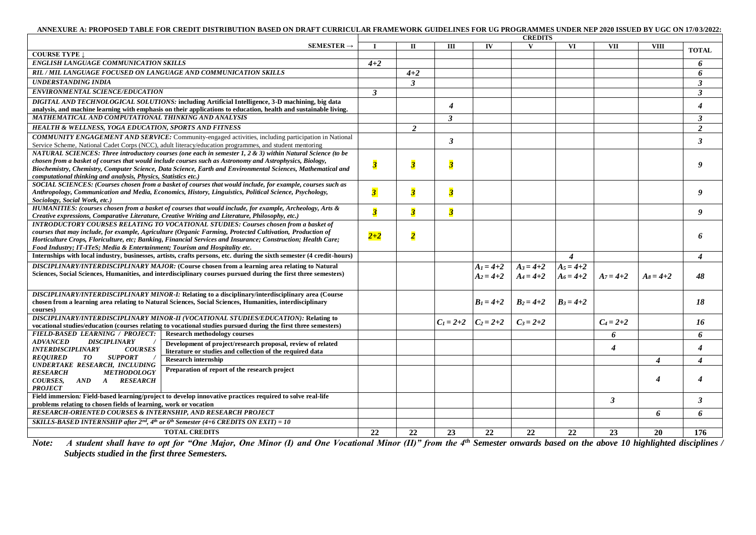**ANNEXURE A: PROPOSED TABLE FOR CREDIT DISTRIBUTION BASED ON DRAFT CURRICULAR FRAMEWORK GUIDELINES FOR UG PROGRAMMES UNDER NEP 2020 ISSUED BY UGC ON 17/03/2022:**

| | | CREDITS | | | | | | | | |
|---|---|---|---|---|---|---|---|---|---|---|
| **SEMESTER →** | | **I** | **II** | **III** | **IV** | **V** | **VI** | **VII** | **VIII** | **TOTAL** |
| **COURSE TYPE ↓** | | | | | | | | | | |
| ***ENGLISH LANGUAGE COMMUNICATION SKILLS*** | | *4+2* | | | | | | | | *6* |
| ***RIL / MIL LANGUAGE FOCUSED ON LANGUAGE AND COMMUNICATION SKILLS*** | | | *4+2* | | | | | | | *6* |
| ***UNDERSTANDING INDIA*** | | | *3* | | | | | | | *3* |
| ***ENVIRONMENTAL SCIENCE/EDUCATION*** | | *3* | | | | | | | | *3* |
| ***DIGITAL AND TECHNOLOGICAL SOLUTIONS:* including Artificial Intelligence, 3-D machining, big data analysis, and machine learning with emphasis on their applications to education, health and sustainable living.** | | | | *4* | | | | | | *4* |
| ***MATHEMATICAL AND COMPUTATIONAL THINKING AND ANALYSIS*** | | | | *3* | | | | | | *3* |
| ***HEALTH & WELLNESS, YOGA EDUCATION, SPORTS AND FITNESS*** | | | *2* | | | | | | | *2* |
| ***COMMUNITY ENGAGEMENT AND SERVICE:*** Community-engaged activities, including participation in National Service Scheme, National Cadet Corps (NCC), adult literacy/education programmes, and student mentoring | | | | *3* | | | | | | *3* |
| ***NATURAL SCIENCES: Three introductory courses (one each in semester 1, 2 & 3) within Natural Science (to be chosen from a basket of courses that would include courses such as Astronomy and Astrophysics, Biology, Biochemistry, Chemistry, Computer Science, Data Science, Earth and Environmental Sciences, Mathematical and computational thinking and analysis, Physics, Statistics etc.)*** | | *3* | *3* | *3* | | | | | | *9* |
| ***SOCIAL SCIENCES: (Courses chosen from a basket of courses that would include, for example, courses such as Anthropology, Communication and Media, Economics, History, Linguistics, Political Science, Psychology, Sociology, Social Work, etc.)*** | | *3* | *3* | *3* | | | | | | *9* |
| ***HUMANITIES: (courses chosen from a basket of courses that would include, for example, Archeology, Arts & Creative expressions, Comparative Literature, Creative Writing and Literature, Philosophy, etc.)*** | | *3* | *3* | *3* | | | | | | *9* |
| ***INTRODUCTORY COURSES RELATING TO VOCATIONAL STUDIES: Courses chosen from a basket of courses that may include, for example, Agriculture (Organic Farming, Protected Cultivation, Production of Horticulture Crops, Floriculture, etc; Banking, Financial Services and Insurance; Construction; Health Care; Food Industry; IT-ITeS; Media & Entertainment; Tourism and Hospitality etc.*** | | *2+2* | *2* | | | | | | | *6* |
| **Internships with local industry, businesses, artists, crafts persons, etc. during the sixth semester (4 credit-hours)** | | | | | | | *4* | | | *4* |
| ***DISCIPLINARY/INTERDISCIPLINARY MAJOR:* (Course chosen from a learning area relating to Natural Sciences, Social Sciences, Humanities, and interdisciplinary courses pursued during the first three semesters)** | | | | | $A_1 = 4+2$ $A_2 = 4+2$ | $A_3 = 4+2$ $A_4 = 4+2$ | $A_5 = 4+2$ $A_6 = 4+2$ | $A_7 = 4+2$ | $A_8 = 4+2$ | *48* |
| ***DISCIPLINARY/INTERDISCIPLINARY MINOR-I:* Relating to a disciplinary/interdisciplinary area (Course chosen from a learning area relating to Natural Sciences, Social Sciences, Humanities, interdisciplinary courses)** | | | | | $B_1 = 4+2$ | $B_2 = 4+2$ | $B_3 = 4+2$ | | | *18* |
| ***DISCIPLINARY/INTERDISCIPLINARY MINOR-II (VOCATIONAL STUDIES/EDUCATION):* Relating to vocational studies/education (courses relating to vocational studies pursued during the first three semesters)** | | | | $C_1 = 2+2$ | $C_2 = 2+2$ | $C_3 = 2+2$ | | $C_4 = 2+2$ | | *16* |
| ***FIELD-BASED LEARNING / PROJECT: ADVANCED DISCIPLINARY / INTERDISCIPLINARY COURSES REQUIRED TO SUPPORT / UNDERTAKE RESEARCH, INCLUDING RESEARCH METHODOLOGY COURSES, AND A RESEARCH PROJECT*** | **Research methodology courses** | | | | | | | *6* | | *6* |
| | **Development of project/research proposal, review of related literature or studies and collection of the required data** | | | | | | | *4* | | *4* |
| | **Research internship** | | | | | | | | *4* | *4* |
| | **Preparation of report of the research project** | | | | | | | | *4* | *4* |
| **Field immersion: *Field-based learning/project to develop innovative practices required to solve real-life problems relating to chosen fields of learning, work or vocation*** | | | | | | | | *3* | | *3* |
| ***RESEARCH-ORIENTED COURSES & INTERNSHIP, AND RESEARCH PROJECT*** | | | | | | | | | *6* | *6* |
| ***SKILLS-BASED INTERNSHIP after 2nd, 4th or 6th Semester (4+6 CREDITS ON EXIT) = 10*** | | | | | | | | | | |
| **TOTAL CREDITS** | | **22** | **22** | **23** | **22** | **22** | **22** | **23** | **20** | **176** |

***Note:*** *A student shall have to opt for "One Major, One Minor (I) and One Vocational Minor (II)" from the 4th Semester onwards based on the above 10 highlighted disciplines / Subjects studied in the first three Semesters.*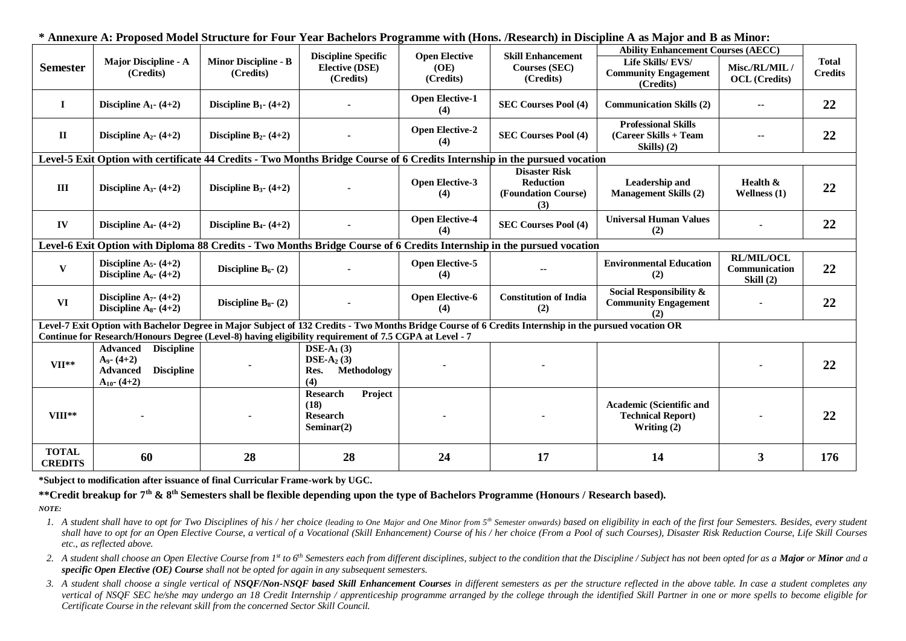**\* Annexure A: Proposed Model Structure for Four Year Bachelors Programme with (Hons. /Research) in Discipline A as Major and B as Minor:**

| Semester | Major Discipline - A (Credits) | Minor Discipline - B (Credits) | Discipline Specific Elective (DSE) (Credits) | Open Elective (OE) (Credits) | Skill Enhancement Courses (SEC) (Credits) | Ability Enhancement Courses (AECC) | | Total Credits |
|---|---|---|---|---|---|---|---|---|
| | | | | | | Life Skills/ EVS/ Community Engagement (Credits) | Misc./RL/MIL / OCL (Credits) | |
| I | Discipline $A_1$- (4+2) | Discipline $B_1$- (4+2) | - | Open Elective-1 (4) | SEC Courses Pool (4) | Communication Skills (2) | -- | 22 |
| II | Discipline $A_2$- (4+2) | Discipline $B_2$- (4+2) | - | Open Elective-2 (4) | SEC Courses Pool (4) | Professional Skills (Career Skills + Team Skills) (2) | -- | 22 |
| Level-5 Exit Option with certificate 44 Credits - Two Months Bridge Course of 6 Credits Internship in the pursued vocation | | | | | | | | |
| III | Discipline $A_3$- (4+2) | Discipline $B_3$- (4+2) | - | Open Elective-3 (4) | Disaster Risk Reduction (Foundation Course) (3) | Leadership and Management Skills (2) | Health & Wellness (1) | 22 |
| IV | Discipline $A_4$- (4+2) | Discipline $B_4$- (4+2) | - | Open Elective-4 (4) | SEC Courses Pool (4) | Universal Human Values (2) | - | 22 |
| Level-6 Exit Option with Diploma 88 Credits - Two Months Bridge Course of 6 Credits Internship in the pursued vocation | | | | | | | | |
| V | Discipline $A_5$- (4+2) Discipline $A_6$- (4+2) | Discipline $B_6$- (2) | - | Open Elective-5 (4) | -- | Environmental Education (2) | RL/MIL/OCL Communication Skill (2) | 22 |
| VI | Discipline $A_7$- (4+2) Discipline $A_8$- (4+2) | Discipline $B_8$- (2) | - | Open Elective-6 (4) | Constitution of India (2) | Social Responsibility & Community Engagement (2) | - | 22 |
| Level-7 Exit Option with Bachelor Degree in Major Subject of 132 Credits - Two Months Bridge Course of 6 Credits Internship in the pursued vocation OR Continue for Research/Honours Degree (Level-8) having eligibility requirement of 7.5 CGPA at Level - 7 | | | | | | | | |
| VII** | Advanced Discipline $A_9$- (4+2) Advanced Discipline $A_{10}$- (4+2) | - | DSE-$A_1$ (3) DSE-$A_2$ (3) Res. Methodology (4) | - | - | | - | 22 |
| VIII** | - | - | Research Project (18) Research Seminar(2) | - | - | Academic (Scientific and Technical Report) Writing (2) | - | 22 |
| TOTAL CREDITS | 60 | 28 | 28 | 24 | 17 | 14 | 3 | 176 |

**\*Subject to modification after issuance of final Curricular Frame-work by UGC.**

**\*\*Credit breakup for 7th & 8th Semesters shall be flexible depending upon the type of Bachelors Programme (Honours / Research based).**

*NOTE:*

1. *A student shall have to opt for Two Disciplines of his / her choice (leading to One Major and One Minor from 5th Semester onwards) based on eligibility in each of the first four Semesters. Besides, every student shall have to opt for an Open Elective Course, a vertical of a Vocational (Skill Enhancement) Course of his / her choice (From a Pool of such Courses), Disaster Risk Reduction Course, Life Skill Courses etc., as reflected above.*
2. *A student shall choose an Open Elective Course from 1st to 6th Semesters each from different disciplines, subject to the condition that the Discipline / Subject has not been opted for as a **Major** or **Minor** and a **specific Open Elective (OE) Course** shall not be opted for again in any subsequent semesters.*
3. *A student shall choose a single vertical of **NSQF/Non-NSQF based Skill Enhancement Courses** in different semesters as per the structure reflected in the above table. In case a student completes any vertical of NSQF SEC he/she may undergo an 18 Credit Internship / apprenticeship programme arranged by the college through the identified Skill Partner in one or more spells to become eligible for Certificate Course in the relevant skill from the concerned Sector Skill Council.*